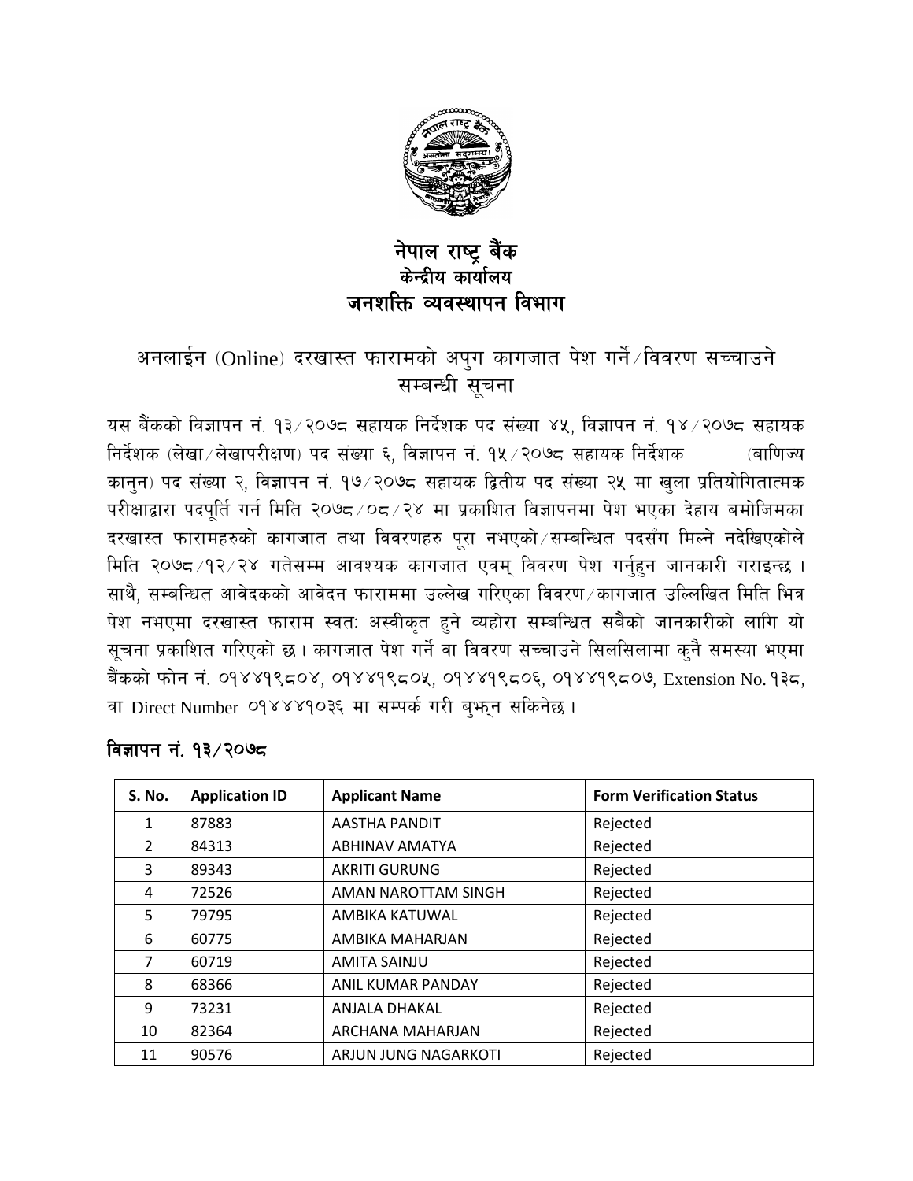# नेपाल राष्ट्र बैंक
## केन्द्रीय कार्यालय
## जनशक्ति व्यवस्थापन विभाग

### अनलाईन (Online) दरखास्त फारामको अपुग कागजात पेश गर्ने/विवरण सच्चाउने सम्बन्धी सूचना

यस बैंकको विज्ञापन नं. १३/२०७८ सहायक निर्देशक पद संख्या ४५, विज्ञापन नं. १४/२०७८ सहायक निर्देशक (लेखा/लेखापरीक्षण) पद संख्या ६, विज्ञापन नं. १५/२०७८ सहायक निर्देशक (बाणिज्य कानुन) पद संख्या २, विज्ञापन नं. १७/२०७८ सहायक द्वितीय पद संख्या २५ मा खुला प्रतियोगितात्मक परीक्षाद्वारा पदपूर्ति गर्न मिति २०७८/०८/२४ मा प्रकाशित विज्ञापनमा पेश भएका देहाय बमोजिमका दरखास्त फारामहरुको कागजात तथा विवरणहरु पूरा नभएको/सम्बन्धित पदसँग मिल्ने नदेखिएकोले मिति २०७८/१२/२४ गतेसम्म आवश्यक कागजात एवम् विवरण पेश गर्नुहुन जानकारी गराइन्छ । साथै, सम्बन्धित आवेदकको आवेदन फाराममा उल्लेख गरिएका विवरण/कागजात उल्लिखित मिति भित्र पेश नभएमा दरखास्त फाराम स्वतः अस्वीकृत हुने व्यहोरा सम्बन्धित सबैको जानकारीको लागि यो सूचना प्रकाशित गरिएको छ । कागजात पेश गर्ने वा विवरण सच्चाउने सिलसिलामा कुनै समस्या भएमा बैंकको फोन नं. ०१४४१९८०४, ०१४४१९८०५, ०१४४१९८०६, ०१४४१९८०७, Extension No. १३८, वा Direct Number ०१४४४१०३६ मा सम्पर्क गरी बुझ्न सकिनेछ ।

### विज्ञापन नं. १३/२०७८

| S. No. | Application ID | Applicant Name | Form Verification Status |
|---|---|---|---|
| 1 | 87883 | AASTHA PANDIT | Rejected |
| 2 | 84313 | ABHINAV AMATYA | Rejected |
| 3 | 89343 | AKRITI GURUNG | Rejected |
| 4 | 72526 | AMAN NAROTTAM SINGH | Rejected |
| 5 | 79795 | AMBIKA KATUWAL | Rejected |
| 6 | 60775 | AMBIKA MAHARJAN | Rejected |
| 7 | 60719 | AMITA SAINJU | Rejected |
| 8 | 68366 | ANIL KUMAR PANDAY | Rejected |
| 9 | 73231 | ANJALA DHAKAL | Rejected |
| 10 | 82364 | ARCHANA MAHARJAN | Rejected |
| 11 | 90576 | ARJUN JUNG NAGARKOTI | Rejected |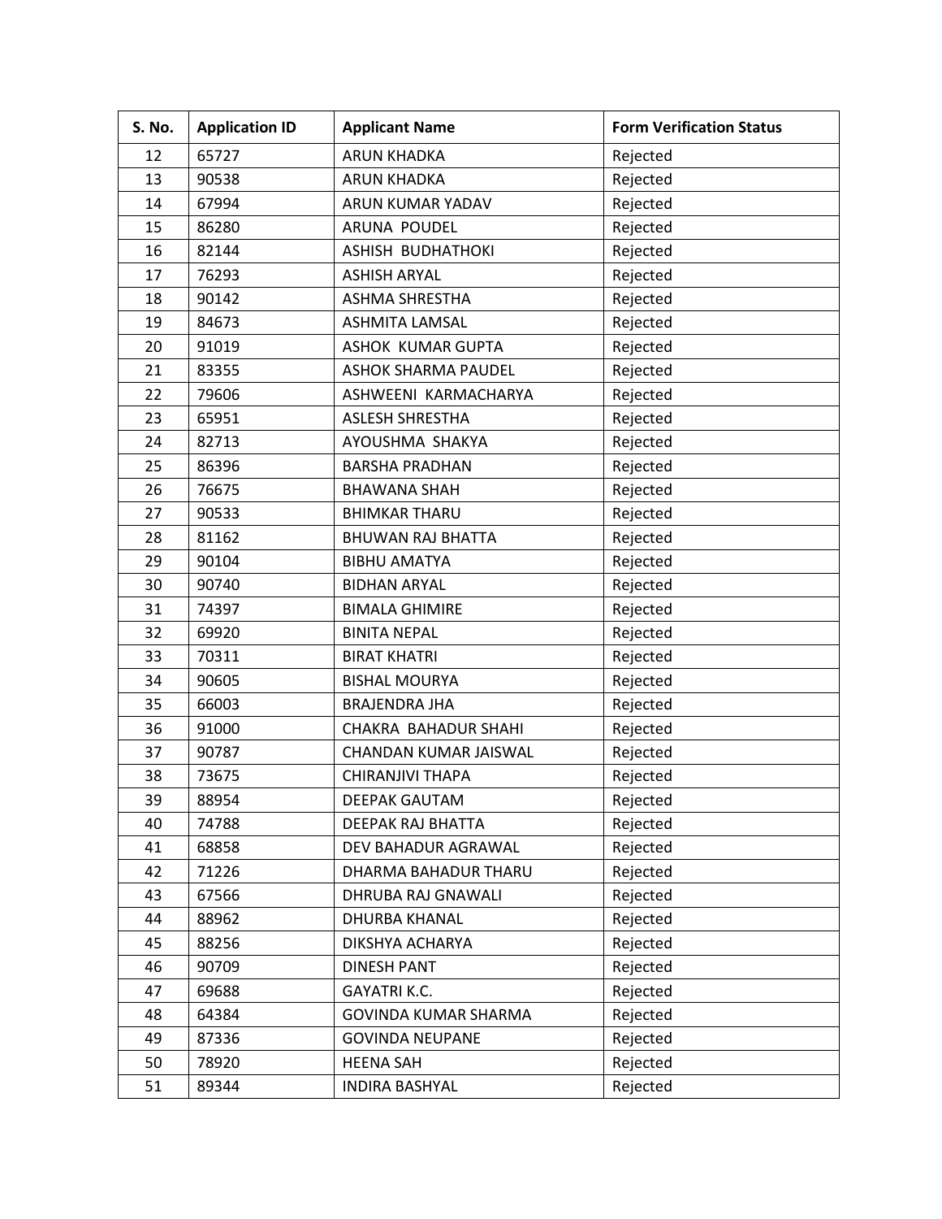| S. No. | Application ID | Applicant Name | Form Verification Status |
|---|---|---|---|
| 12 | 65727 | ARUN KHADKA | Rejected |
| 13 | 90538 | ARUN KHADKA | Rejected |
| 14 | 67994 | ARUN KUMAR YADAV | Rejected |
| 15 | 86280 | ARUNA POUDEL | Rejected |
| 16 | 82144 | ASHISH BUDHATHOKI | Rejected |
| 17 | 76293 | ASHISH ARYAL | Rejected |
| 18 | 90142 | ASHMA SHRESTHA | Rejected |
| 19 | 84673 | ASHMITA LAMSAL | Rejected |
| 20 | 91019 | ASHOK KUMAR GUPTA | Rejected |
| 21 | 83355 | ASHOK SHARMA PAUDEL | Rejected |
| 22 | 79606 | ASHWEENI KARMACHARYA | Rejected |
| 23 | 65951 | ASLESH SHRESTHA | Rejected |
| 24 | 82713 | AYOUSHMA SHAKYA | Rejected |
| 25 | 86396 | BARSHA PRADHAN | Rejected |
| 26 | 76675 | BHAWANA SHAH | Rejected |
| 27 | 90533 | BHIMKAR THARU | Rejected |
| 28 | 81162 | BHUWAN RAJ BHATTA | Rejected |
| 29 | 90104 | BIBHU AMATYA | Rejected |
| 30 | 90740 | BIDHAN ARYAL | Rejected |
| 31 | 74397 | BIMALA GHIMIRE | Rejected |
| 32 | 69920 | BINITA NEPAL | Rejected |
| 33 | 70311 | BIRAT KHATRI | Rejected |
| 34 | 90605 | BISHAL MOURYA | Rejected |
| 35 | 66003 | BRAJENDRA JHA | Rejected |
| 36 | 91000 | CHAKRA BAHADUR SHAHI | Rejected |
| 37 | 90787 | CHANDAN KUMAR JAISWAL | Rejected |
| 38 | 73675 | CHIRANJIVI THAPA | Rejected |
| 39 | 88954 | DEEPAK GAUTAM | Rejected |
| 40 | 74788 | DEEPAK RAJ BHATTA | Rejected |
| 41 | 68858 | DEV BAHADUR AGRAWAL | Rejected |
| 42 | 71226 | DHARMA BAHADUR THARU | Rejected |
| 43 | 67566 | DHRUBA RAJ GNAWALI | Rejected |
| 44 | 88962 | DHURBA KHANAL | Rejected |
| 45 | 88256 | DIKSHYA ACHARYA | Rejected |
| 46 | 90709 | DINESH PANT | Rejected |
| 47 | 69688 | GAYATRI K.C. | Rejected |
| 48 | 64384 | GOVINDA KUMAR SHARMA | Rejected |
| 49 | 87336 | GOVINDA NEUPANE | Rejected |
| 50 | 78920 | HEENA SAH | Rejected |
| 51 | 89344 | INDIRA BASHYAL | Rejected |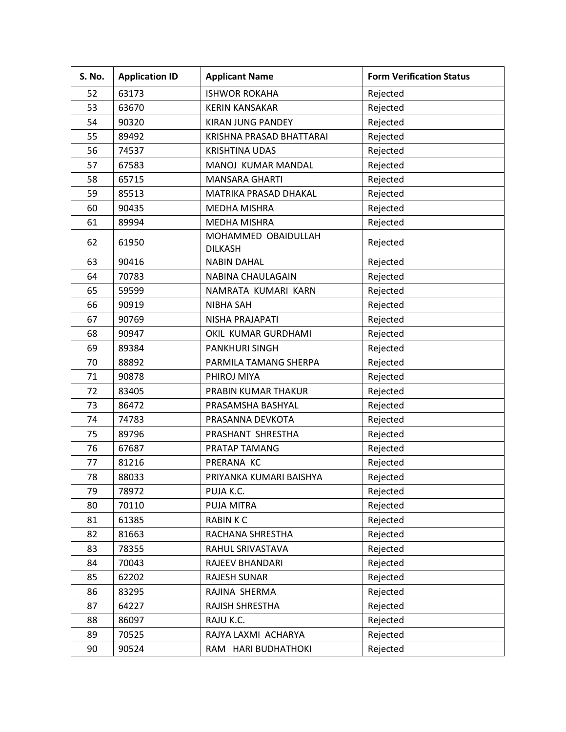| S. No. | Application ID | Applicant Name | Form Verification Status |
|---|---|---|---|
| 52 | 63173 | ISHWOR ROKAHA | Rejected |
| 53 | 63670 | KERIN KANSAKAR | Rejected |
| 54 | 90320 | KIRAN JUNG PANDEY | Rejected |
| 55 | 89492 | KRISHNA PRASAD BHATTARAI | Rejected |
| 56 | 74537 | KRISHTINA UDAS | Rejected |
| 57 | 67583 | MANOJ KUMAR MANDAL | Rejected |
| 58 | 65715 | MANSARA GHARTI | Rejected |
| 59 | 85513 | MATRIKA PRASAD DHAKAL | Rejected |
| 60 | 90435 | MEDHA MISHRA | Rejected |
| 61 | 89994 | MEDHA MISHRA | Rejected |
| 62 | 61950 | MOHAMMED OBAIDULLAH DILKASH | Rejected |
| 63 | 90416 | NABIN DAHAL | Rejected |
| 64 | 70783 | NABINA CHAULAGAIN | Rejected |
| 65 | 59599 | NAMRATA KUMARI KARN | Rejected |
| 66 | 90919 | NIBHA SAH | Rejected |
| 67 | 90769 | NISHA PRAJAPATI | Rejected |
| 68 | 90947 | OKIL KUMAR GURDHAMI | Rejected |
| 69 | 89384 | PANKHURI SINGH | Rejected |
| 70 | 88892 | PARMILA TAMANG SHERPA | Rejected |
| 71 | 90878 | PHIROJ MIYA | Rejected |
| 72 | 83405 | PRABIN KUMAR THAKUR | Rejected |
| 73 | 86472 | PRASAMSHA BASHYAL | Rejected |
| 74 | 74783 | PRASANNA DEVKOTA | Rejected |
| 75 | 89796 | PRASHANT SHRESTHA | Rejected |
| 76 | 67687 | PRATAP TAMANG | Rejected |
| 77 | 81216 | PRERANA KC | Rejected |
| 78 | 88033 | PRIYANKA KUMARI BAISHYA | Rejected |
| 79 | 78972 | PUJA K.C. | Rejected |
| 80 | 70110 | PUJA MITRA | Rejected |
| 81 | 61385 | RABIN K C | Rejected |
| 82 | 81663 | RACHANA SHRESTHA | Rejected |
| 83 | 78355 | RAHUL SRIVASTAVA | Rejected |
| 84 | 70043 | RAJEEV BHANDARI | Rejected |
| 85 | 62202 | RAJESH SUNAR | Rejected |
| 86 | 83295 | RAJINA SHERMA | Rejected |
| 87 | 64227 | RAJISH SHRESTHA | Rejected |
| 88 | 86097 | RAJU K.C. | Rejected |
| 89 | 70525 | RAJYA LAXMI ACHARYA | Rejected |
| 90 | 90524 | RAM HARI BUDHATHOKI | Rejected |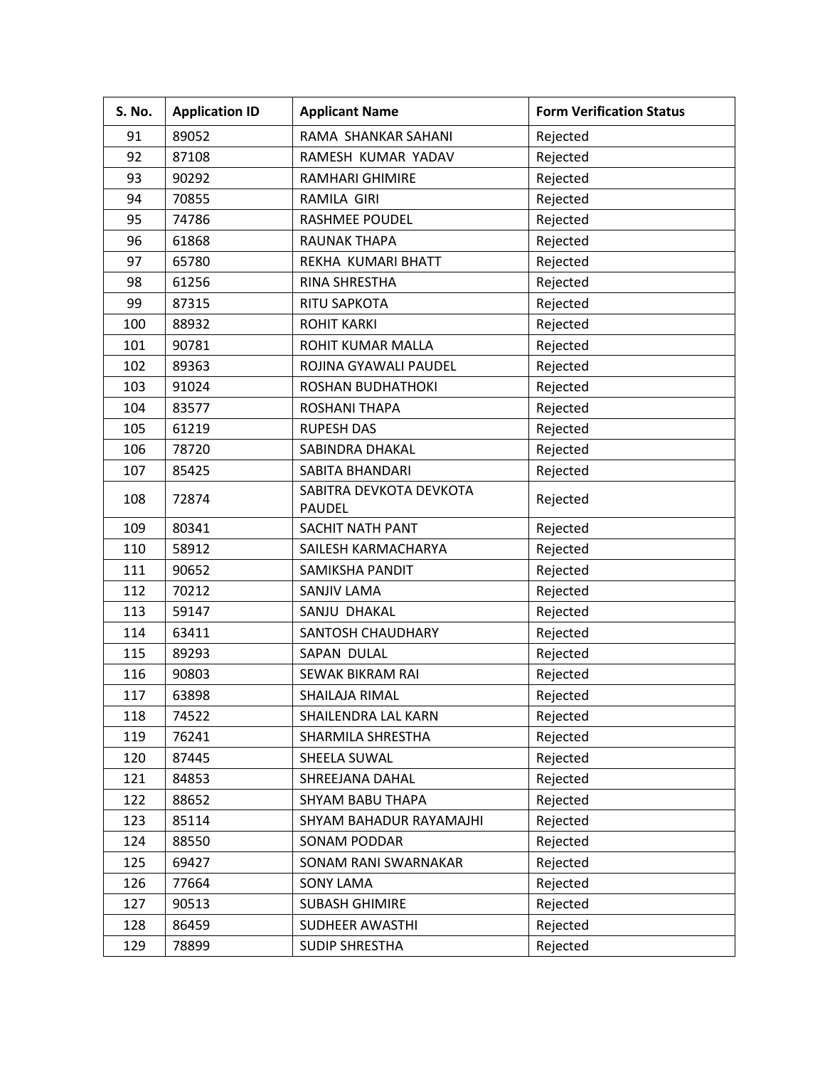| S. No. | Application ID | Applicant Name | Form Verification Status |
|---|---|---|---|
| 91 | 89052 | RAMA SHANKAR SAHANI | Rejected |
| 92 | 87108 | RAMESH KUMAR YADAV | Rejected |
| 93 | 90292 | RAMHARI GHIMIRE | Rejected |
| 94 | 70855 | RAMILA GIRI | Rejected |
| 95 | 74786 | RASHMEE POUDEL | Rejected |
| 96 | 61868 | RAUNAK THAPA | Rejected |
| 97 | 65780 | REKHA KUMARI BHATT | Rejected |
| 98 | 61256 | RINA SHRESTHA | Rejected |
| 99 | 87315 | RITU SAPKOTA | Rejected |
| 100 | 88932 | ROHIT KARKI | Rejected |
| 101 | 90781 | ROHIT KUMAR MALLA | Rejected |
| 102 | 89363 | ROJINA GYAWALI PAUDEL | Rejected |
| 103 | 91024 | ROSHAN BUDHATHOKI | Rejected |
| 104 | 83577 | ROSHANI THAPA | Rejected |
| 105 | 61219 | RUPESH DAS | Rejected |
| 106 | 78720 | SABINDRA DHAKAL | Rejected |
| 107 | 85425 | SABITA BHANDARI | Rejected |
| 108 | 72874 | SABITRA DEVKOTA DEVKOTA PAUDEL | Rejected |
| 109 | 80341 | SACHIT NATH PANT | Rejected |
| 110 | 58912 | SAILESH KARMACHARYA | Rejected |
| 111 | 90652 | SAMIKSHA PANDIT | Rejected |
| 112 | 70212 | SANJIV LAMA | Rejected |
| 113 | 59147 | SANJU DHAKAL | Rejected |
| 114 | 63411 | SANTOSH CHAUDHARY | Rejected |
| 115 | 89293 | SAPAN DULAL | Rejected |
| 116 | 90803 | SEWAK BIKRAM RAI | Rejected |
| 117 | 63898 | SHAILAJA RIMAL | Rejected |
| 118 | 74522 | SHAILENDRA LAL KARN | Rejected |
| 119 | 76241 | SHARMILA SHRESTHA | Rejected |
| 120 | 87445 | SHEELA SUWAL | Rejected |
| 121 | 84853 | SHREEJANA DAHAL | Rejected |
| 122 | 88652 | SHYAM BABU THAPA | Rejected |
| 123 | 85114 | SHYAM BAHADUR RAYAMAJHI | Rejected |
| 124 | 88550 | SONAM PODDAR | Rejected |
| 125 | 69427 | SONAM RANI SWARNAKAR | Rejected |
| 126 | 77664 | SONY LAMA | Rejected |
| 127 | 90513 | SUBASH GHIMIRE | Rejected |
| 128 | 86459 | SUDHEER AWASTHI | Rejected |
| 129 | 78899 | SUDIP SHRESTHA | Rejected |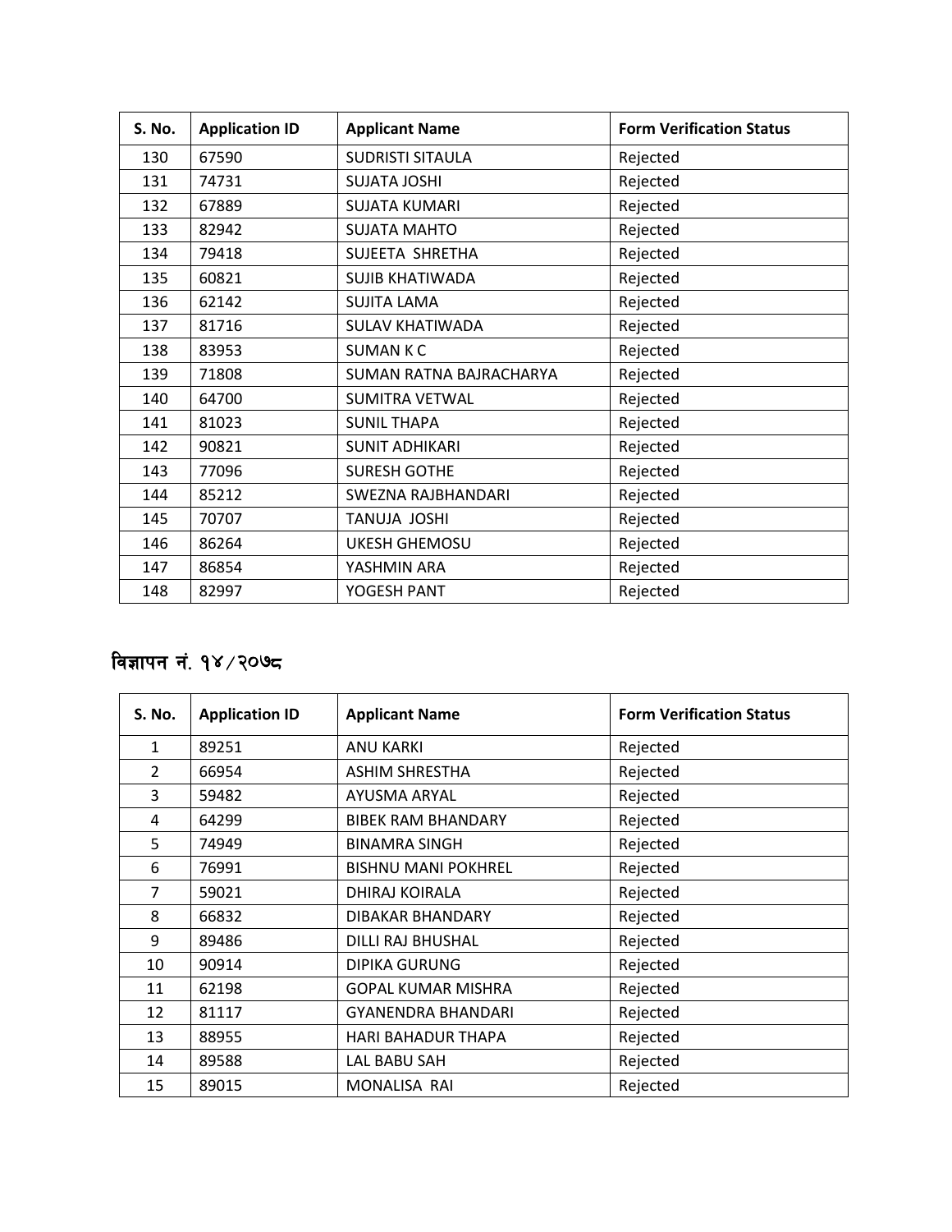| S. No. | Application ID | Applicant Name | Form Verification Status |
|---|---|---|---|
| 130 | 67590 | SUDRISTI SITAULA | Rejected |
| 131 | 74731 | SUJATA JOSHI | Rejected |
| 132 | 67889 | SUJATA KUMARI | Rejected |
| 133 | 82942 | SUJATA MAHTO | Rejected |
| 134 | 79418 | SUJEETA SHRETHA | Rejected |
| 135 | 60821 | SUJIB KHATIWADA | Rejected |
| 136 | 62142 | SUJITA LAMA | Rejected |
| 137 | 81716 | SULAV KHATIWADA | Rejected |
| 138 | 83953 | SUMAN K C | Rejected |
| 139 | 71808 | SUMAN RATNA BAJRACHARYA | Rejected |
| 140 | 64700 | SUMITRA VETWAL | Rejected |
| 141 | 81023 | SUNIL THAPA | Rejected |
| 142 | 90821 | SUNIT ADHIKARI | Rejected |
| 143 | 77096 | SURESH GOTHE | Rejected |
| 144 | 85212 | SWEZNA RAJBHANDARI | Rejected |
| 145 | 70707 | TANUJA JOSHI | Rejected |
| 146 | 86264 | UKESH GHEMOSU | Rejected |
| 147 | 86854 | YASHMIN ARA | Rejected |
| 148 | 82997 | YOGESH PANT | Rejected |

## विज्ञापन नं. १४/२०७८

| S. No. | Application ID | Applicant Name | Form Verification Status |
|---|---|---|---|
| 1 | 89251 | ANU KARKI | Rejected |
| 2 | 66954 | ASHIM SHRESTHA | Rejected |
| 3 | 59482 | AYUSMA ARYAL | Rejected |
| 4 | 64299 | BIBEK RAM BHANDARY | Rejected |
| 5 | 74949 | BINAMRA SINGH | Rejected |
| 6 | 76991 | BISHNU MANI POKHREL | Rejected |
| 7 | 59021 | DHIRAJ KOIRALA | Rejected |
| 8 | 66832 | DIBAKAR BHANDARY | Rejected |
| 9 | 89486 | DILLI RAJ BHUSHAL | Rejected |
| 10 | 90914 | DIPIKA GURUNG | Rejected |
| 11 | 62198 | GOPAL KUMAR MISHRA | Rejected |
| 12 | 81117 | GYANENDRA BHANDARI | Rejected |
| 13 | 88955 | HARI BAHADUR THAPA | Rejected |
| 14 | 89588 | LAL BABU SAH | Rejected |
| 15 | 89015 | MONALISA RAI | Rejected |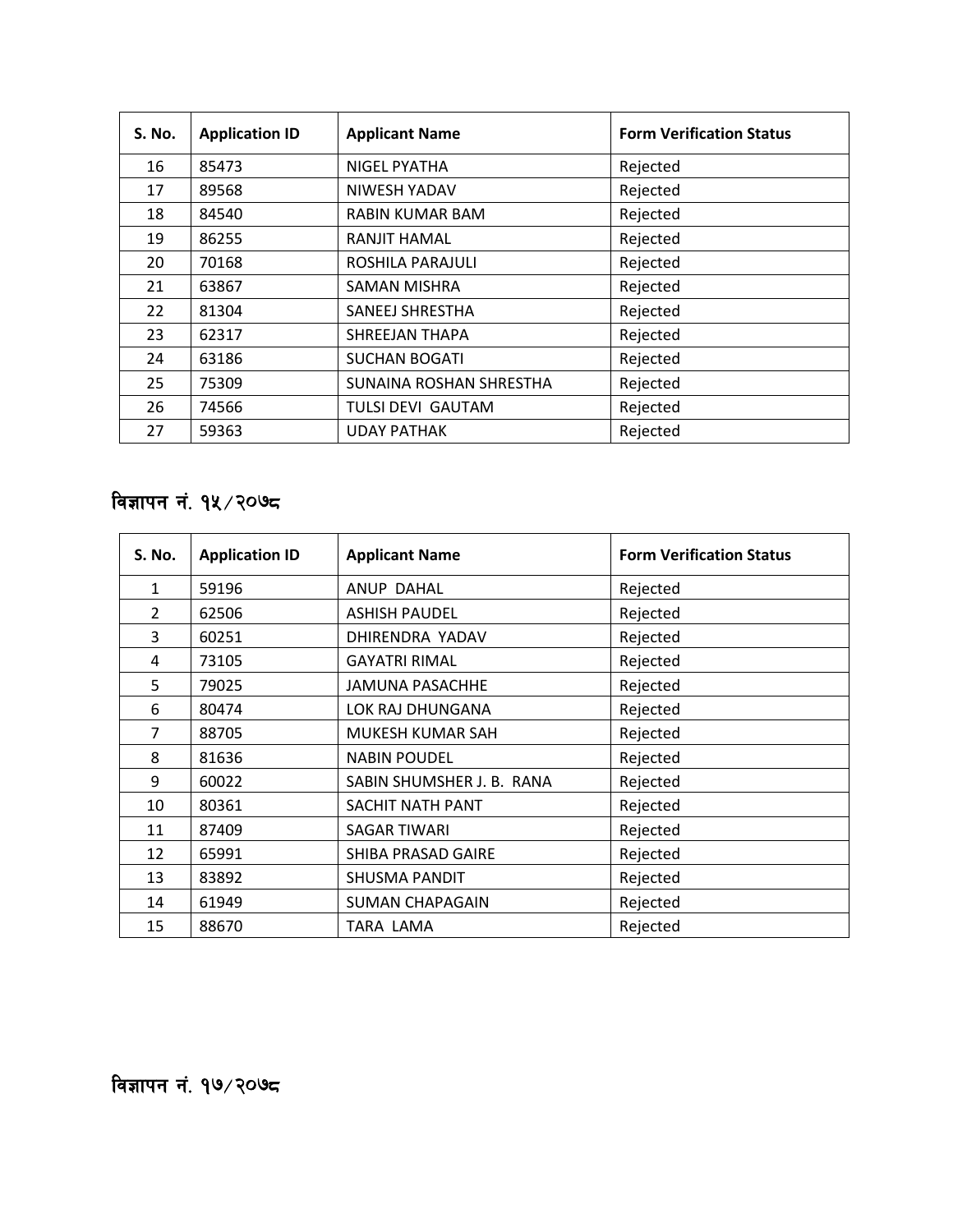| S. No. | Application ID | Applicant Name | Form Verification Status |
|---|---|---|---|
| 16 | 85473 | NIGEL PYATHA | Rejected |
| 17 | 89568 | NIWESH YADAV | Rejected |
| 18 | 84540 | RABIN KUMAR BAM | Rejected |
| 19 | 86255 | RANJIT HAMAL | Rejected |
| 20 | 70168 | ROSHILA PARAJULI | Rejected |
| 21 | 63867 | SAMAN MISHRA | Rejected |
| 22 | 81304 | SANEEJ SHRESTHA | Rejected |
| 23 | 62317 | SHREEJAN THAPA | Rejected |
| 24 | 63186 | SUCHAN BOGATI | Rejected |
| 25 | 75309 | SUNAINA ROSHAN SHRESTHA | Rejected |
| 26 | 74566 | TULSI DEVI GAUTAM | Rejected |
| 27 | 59363 | UDAY PATHAK | Rejected |

## विज्ञापन नं. १५/२०७८

| S. No. | Application ID | Applicant Name | Form Verification Status |
|---|---|---|---|
| 1 | 59196 | ANUP DAHAL | Rejected |
| 2 | 62506 | ASHISH PAUDEL | Rejected |
| 3 | 60251 | DHIRENDRA YADAV | Rejected |
| 4 | 73105 | GAYATRI RIMAL | Rejected |
| 5 | 79025 | JAMUNA PASACHHE | Rejected |
| 6 | 80474 | LOK RAJ DHUNGANA | Rejected |
| 7 | 88705 | MUKESH KUMAR SAH | Rejected |
| 8 | 81636 | NABIN POUDEL | Rejected |
| 9 | 60022 | SABIN SHUMSHER J. B. RANA | Rejected |
| 10 | 80361 | SACHIT NATH PANT | Rejected |
| 11 | 87409 | SAGAR TIWARI | Rejected |
| 12 | 65991 | SHIBA PRASAD GAIRE | Rejected |
| 13 | 83892 | SHUSMA PANDIT | Rejected |
| 14 | 61949 | SUMAN CHAPAGAIN | Rejected |
| 15 | 88670 | TARA LAMA | Rejected |

## विज्ञापन नं. १७/२०७८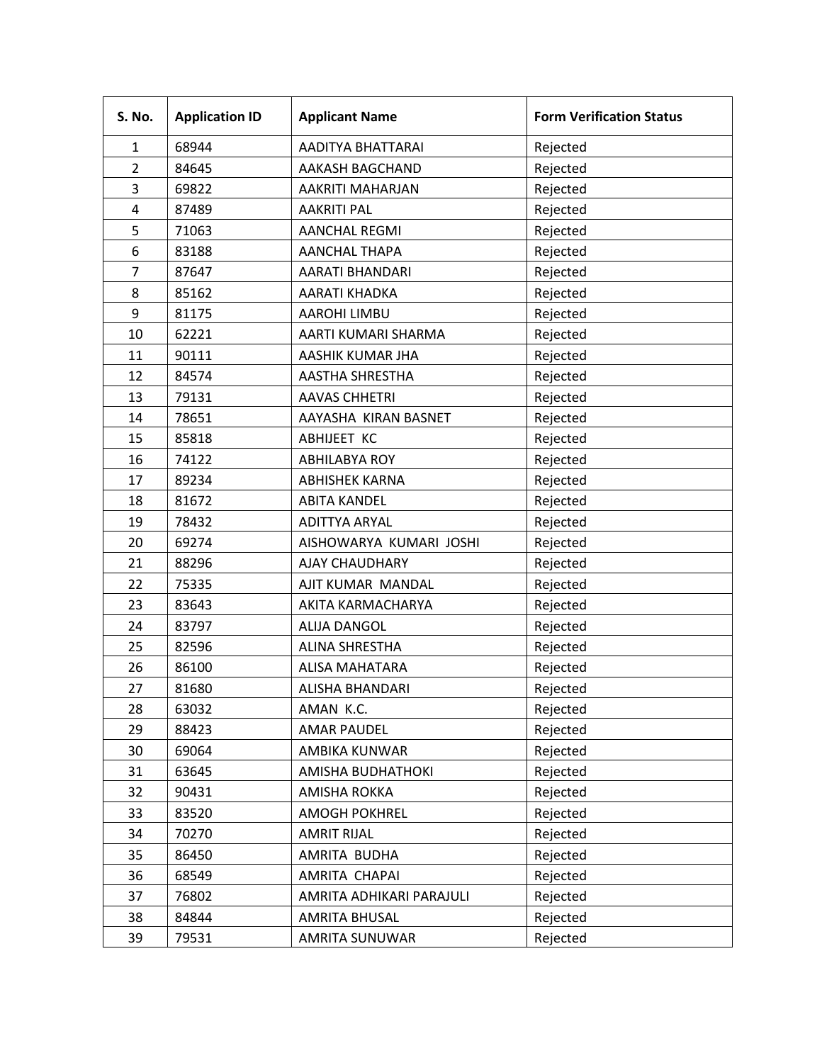| S. No. | Application ID | Applicant Name | Form Verification Status |
|---|---|---|---|
| 1 | 68944 | AADITYA BHATTARAI | Rejected |
| 2 | 84645 | AAKASH BAGCHAND | Rejected |
| 3 | 69822 | AAKRITI MAHARJAN | Rejected |
| 4 | 87489 | AAKRITI PAL | Rejected |
| 5 | 71063 | AANCHAL REGMI | Rejected |
| 6 | 83188 | AANCHAL THAPA | Rejected |
| 7 | 87647 | AARATI BHANDARI | Rejected |
| 8 | 85162 | AARATI KHADKA | Rejected |
| 9 | 81175 | AAROHI LIMBU | Rejected |
| 10 | 62221 | AARTI KUMARI SHARMA | Rejected |
| 11 | 90111 | AASHIK KUMAR JHA | Rejected |
| 12 | 84574 | AASTHA SHRESTHA | Rejected |
| 13 | 79131 | AAVAS CHHETRI | Rejected |
| 14 | 78651 | AAYASHA KIRAN BASNET | Rejected |
| 15 | 85818 | ABHIJEET KC | Rejected |
| 16 | 74122 | ABHILABYA ROY | Rejected |
| 17 | 89234 | ABHISHEK KARNA | Rejected |
| 18 | 81672 | ABITA KANDEL | Rejected |
| 19 | 78432 | ADITTYA ARYAL | Rejected |
| 20 | 69274 | AISHOWARYA KUMARI JOSHI | Rejected |
| 21 | 88296 | AJAY CHAUDHARY | Rejected |
| 22 | 75335 | AJIT KUMAR MANDAL | Rejected |
| 23 | 83643 | AKITA KARMACHARYA | Rejected |
| 24 | 83797 | ALIJA DANGOL | Rejected |
| 25 | 82596 | ALINA SHRESTHA | Rejected |
| 26 | 86100 | ALISA MAHATARA | Rejected |
| 27 | 81680 | ALISHA BHANDARI | Rejected |
| 28 | 63032 | AMAN K.C. | Rejected |
| 29 | 88423 | AMAR PAUDEL | Rejected |
| 30 | 69064 | AMBIKA KUNWAR | Rejected |
| 31 | 63645 | AMISHA BUDHATHOKI | Rejected |
| 32 | 90431 | AMISHA ROKKA | Rejected |
| 33 | 83520 | AMOGH POKHREL | Rejected |
| 34 | 70270 | AMRIT RIJAL | Rejected |
| 35 | 86450 | AMRITA BUDHA | Rejected |
| 36 | 68549 | AMRITA CHAPAI | Rejected |
| 37 | 76802 | AMRITA ADHIKARI PARAJULI | Rejected |
| 38 | 84844 | AMRITA BHUSAL | Rejected |
| 39 | 79531 | AMRITA SUNUWAR | Rejected |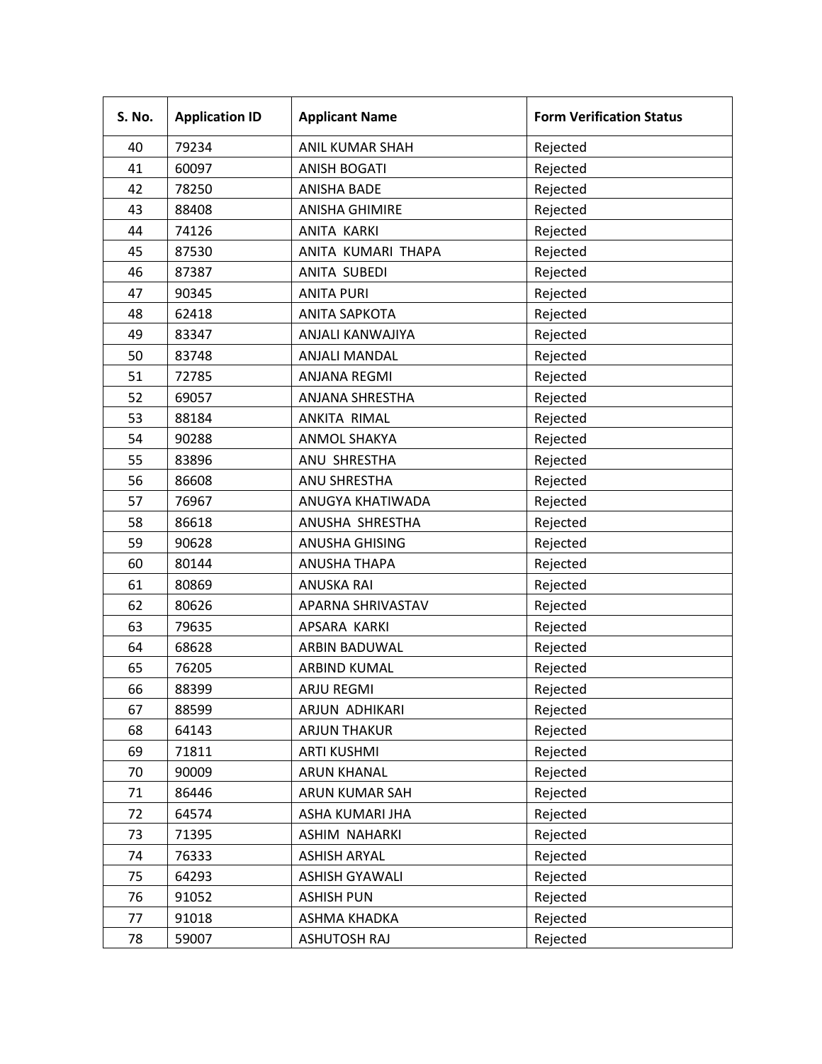| S. No. | Application ID | Applicant Name | Form Verification Status |
| --- | --- | --- | --- |
| 40 | 79234 | ANIL KUMAR SHAH | Rejected |
| 41 | 60097 | ANISH BOGATI | Rejected |
| 42 | 78250 | ANISHA BADE | Rejected |
| 43 | 88408 | ANISHA GHIMIRE | Rejected |
| 44 | 74126 | ANITA KARKI | Rejected |
| 45 | 87530 | ANITA KUMARI THAPA | Rejected |
| 46 | 87387 | ANITA SUBEDI | Rejected |
| 47 | 90345 | ANITA PURI | Rejected |
| 48 | 62418 | ANITA SAPKOTA | Rejected |
| 49 | 83347 | ANJALI KANWAJIYA | Rejected |
| 50 | 83748 | ANJALI MANDAL | Rejected |
| 51 | 72785 | ANJANA REGMI | Rejected |
| 52 | 69057 | ANJANA SHRESTHA | Rejected |
| 53 | 88184 | ANKITA RIMAL | Rejected |
| 54 | 90288 | ANMOL SHAKYA | Rejected |
| 55 | 83896 | ANU SHRESTHA | Rejected |
| 56 | 86608 | ANU SHRESTHA | Rejected |
| 57 | 76967 | ANUGYA KHATIWADA | Rejected |
| 58 | 86618 | ANUSHA SHRESTHA | Rejected |
| 59 | 90628 | ANUSHA GHISING | Rejected |
| 60 | 80144 | ANUSHA THAPA | Rejected |
| 61 | 80869 | ANUSKA RAI | Rejected |
| 62 | 80626 | APARNA SHRIVASTAV | Rejected |
| 63 | 79635 | APSARA KARKI | Rejected |
| 64 | 68628 | ARBIN BADUWAL | Rejected |
| 65 | 76205 | ARBIND KUMAL | Rejected |
| 66 | 88399 | ARJU REGMI | Rejected |
| 67 | 88599 | ARJUN ADHIKARI | Rejected |
| 68 | 64143 | ARJUN THAKUR | Rejected |
| 69 | 71811 | ARTI KUSHMI | Rejected |
| 70 | 90009 | ARUN KHANAL | Rejected |
| 71 | 86446 | ARUN KUMAR SAH | Rejected |
| 72 | 64574 | ASHA KUMARI JHA | Rejected |
| 73 | 71395 | ASHIM NAHARKI | Rejected |
| 74 | 76333 | ASHISH ARYAL | Rejected |
| 75 | 64293 | ASHISH GYAWALI | Rejected |
| 76 | 91052 | ASHISH PUN | Rejected |
| 77 | 91018 | ASHMA KHADKA | Rejected |
| 78 | 59007 | ASHUTOSH RAJ | Rejected |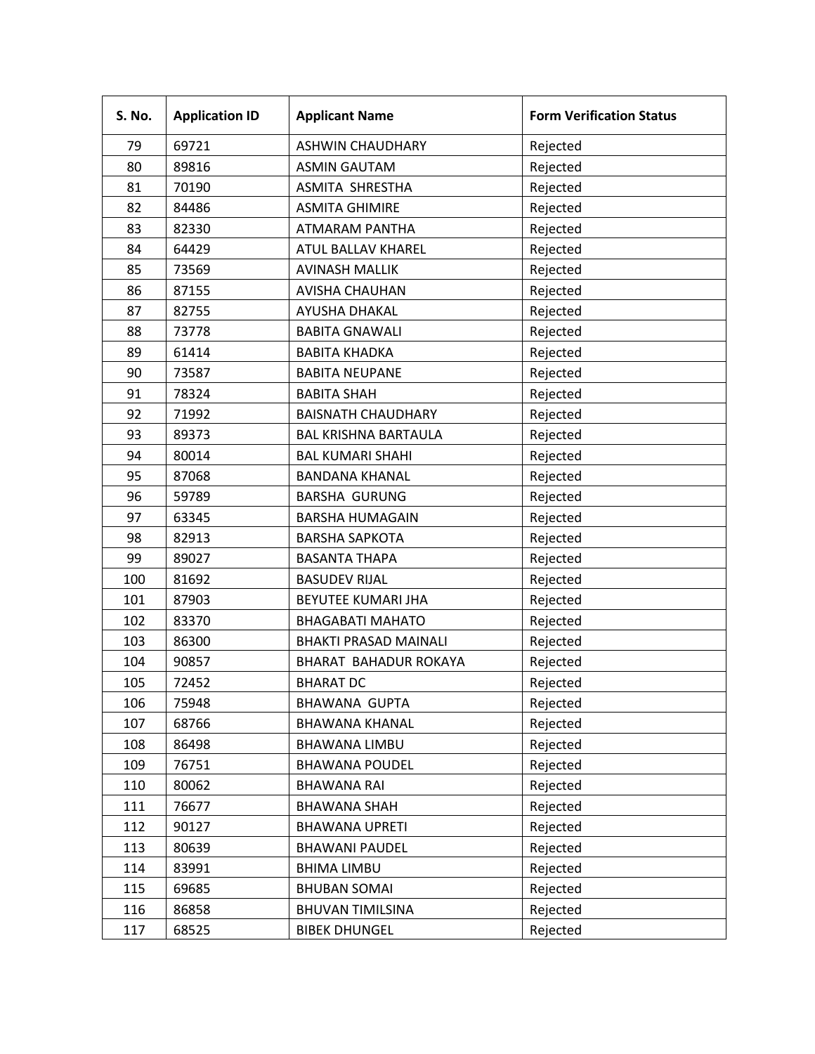| S. No. | Application ID | Applicant Name | Form Verification Status |
|---|---|---|---|
| 79 | 69721 | ASHWIN CHAUDHARY | Rejected |
| 80 | 89816 | ASMIN GAUTAM | Rejected |
| 81 | 70190 | ASMITA  SHRESTHA | Rejected |
| 82 | 84486 | ASMITA GHIMIRE | Rejected |
| 83 | 82330 | ATMARAM PANTHA | Rejected |
| 84 | 64429 | ATUL BALLAV KHAREL | Rejected |
| 85 | 73569 | AVINASH MALLIK | Rejected |
| 86 | 87155 | AVISHA CHAUHAN | Rejected |
| 87 | 82755 | AYUSHA DHAKAL | Rejected |
| 88 | 73778 | BABITA GNAWALI | Rejected |
| 89 | 61414 | BABITA KHADKA | Rejected |
| 90 | 73587 | BABITA NEUPANE | Rejected |
| 91 | 78324 | BABITA SHAH | Rejected |
| 92 | 71992 | BAISNATH CHAUDHARY | Rejected |
| 93 | 89373 | BAL KRISHNA BARTAULA | Rejected |
| 94 | 80014 | BAL KUMARI SHAHI | Rejected |
| 95 | 87068 | BANDANA KHANAL | Rejected |
| 96 | 59789 | BARSHA  GURUNG | Rejected |
| 97 | 63345 | BARSHA HUMAGAIN | Rejected |
| 98 | 82913 | BARSHA SAPKOTA | Rejected |
| 99 | 89027 | BASANTA THAPA | Rejected |
| 100 | 81692 | BASUDEV RIJAL | Rejected |
| 101 | 87903 | BEYUTEE KUMARI JHA | Rejected |
| 102 | 83370 | BHAGABATI MAHATO | Rejected |
| 103 | 86300 | BHAKTI PRASAD MAINALI | Rejected |
| 104 | 90857 | BHARAT  BAHADUR ROKAYA | Rejected |
| 105 | 72452 | BHARAT DC | Rejected |
| 106 | 75948 | BHAWANA  GUPTA | Rejected |
| 107 | 68766 | BHAWANA KHANAL | Rejected |
| 108 | 86498 | BHAWANA LIMBU | Rejected |
| 109 | 76751 | BHAWANA POUDEL | Rejected |
| 110 | 80062 | BHAWANA RAI | Rejected |
| 111 | 76677 | BHAWANA SHAH | Rejected |
| 112 | 90127 | BHAWANA UPRETI | Rejected |
| 113 | 80639 | BHAWANI PAUDEL | Rejected |
| 114 | 83991 | BHIMA LIMBU | Rejected |
| 115 | 69685 | BHUBAN SOMAI | Rejected |
| 116 | 86858 | BHUVAN TIMILSINA | Rejected |
| 117 | 68525 | BIBEK DHUNGEL | Rejected |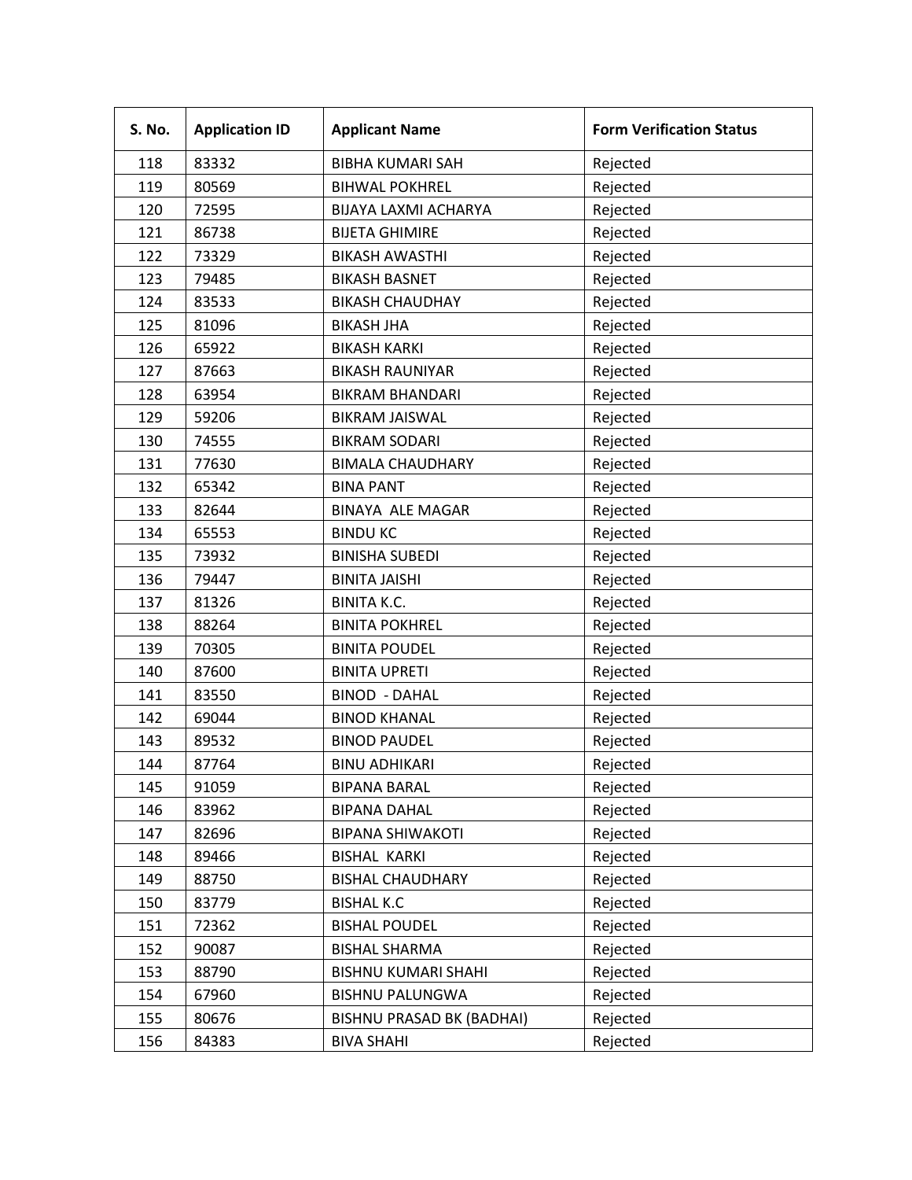| S. No. | Application ID | Applicant Name | Form Verification Status |
|---|---|---|---|
| 118 | 83332 | BIBHA KUMARI SAH | Rejected |
| 119 | 80569 | BIHWAL POKHREL | Rejected |
| 120 | 72595 | BIJAYA LAXMI ACHARYA | Rejected |
| 121 | 86738 | BIJETA GHIMIRE | Rejected |
| 122 | 73329 | BIKASH AWASTHI | Rejected |
| 123 | 79485 | BIKASH BASNET | Rejected |
| 124 | 83533 | BIKASH CHAUDHAY | Rejected |
| 125 | 81096 | BIKASH JHA | Rejected |
| 126 | 65922 | BIKASH KARKI | Rejected |
| 127 | 87663 | BIKASH RAUNIYAR | Rejected |
| 128 | 63954 | BIKRAM BHANDARI | Rejected |
| 129 | 59206 | BIKRAM JAISWAL | Rejected |
| 130 | 74555 | BIKRAM SODARI | Rejected |
| 131 | 77630 | BIMALA CHAUDHARY | Rejected |
| 132 | 65342 | BINA PANT | Rejected |
| 133 | 82644 | BINAYA ALE MAGAR | Rejected |
| 134 | 65553 | BINDU KC | Rejected |
| 135 | 73932 | BINISHA SUBEDI | Rejected |
| 136 | 79447 | BINITA JAISHI | Rejected |
| 137 | 81326 | BINITA K.C. | Rejected |
| 138 | 88264 | BINITA POKHREL | Rejected |
| 139 | 70305 | BINITA POUDEL | Rejected |
| 140 | 87600 | BINITA UPRETI | Rejected |
| 141 | 83550 | BINOD - DAHAL | Rejected |
| 142 | 69044 | BINOD KHANAL | Rejected |
| 143 | 89532 | BINOD PAUDEL | Rejected |
| 144 | 87764 | BINU ADHIKARI | Rejected |
| 145 | 91059 | BIPANA BARAL | Rejected |
| 146 | 83962 | BIPANA DAHAL | Rejected |
| 147 | 82696 | BIPANA SHIWAKOTI | Rejected |
| 148 | 89466 | BISHAL KARKI | Rejected |
| 149 | 88750 | BISHAL CHAUDHARY | Rejected |
| 150 | 83779 | BISHAL K.C | Rejected |
| 151 | 72362 | BISHAL POUDEL | Rejected |
| 152 | 90087 | BISHAL SHARMA | Rejected |
| 153 | 88790 | BISHNU KUMARI SHAHI | Rejected |
| 154 | 67960 | BISHNU PALUNGWA | Rejected |
| 155 | 80676 | BISHNU PRASAD BK (BADHAI) | Rejected |
| 156 | 84383 | BIVA SHAHI | Rejected |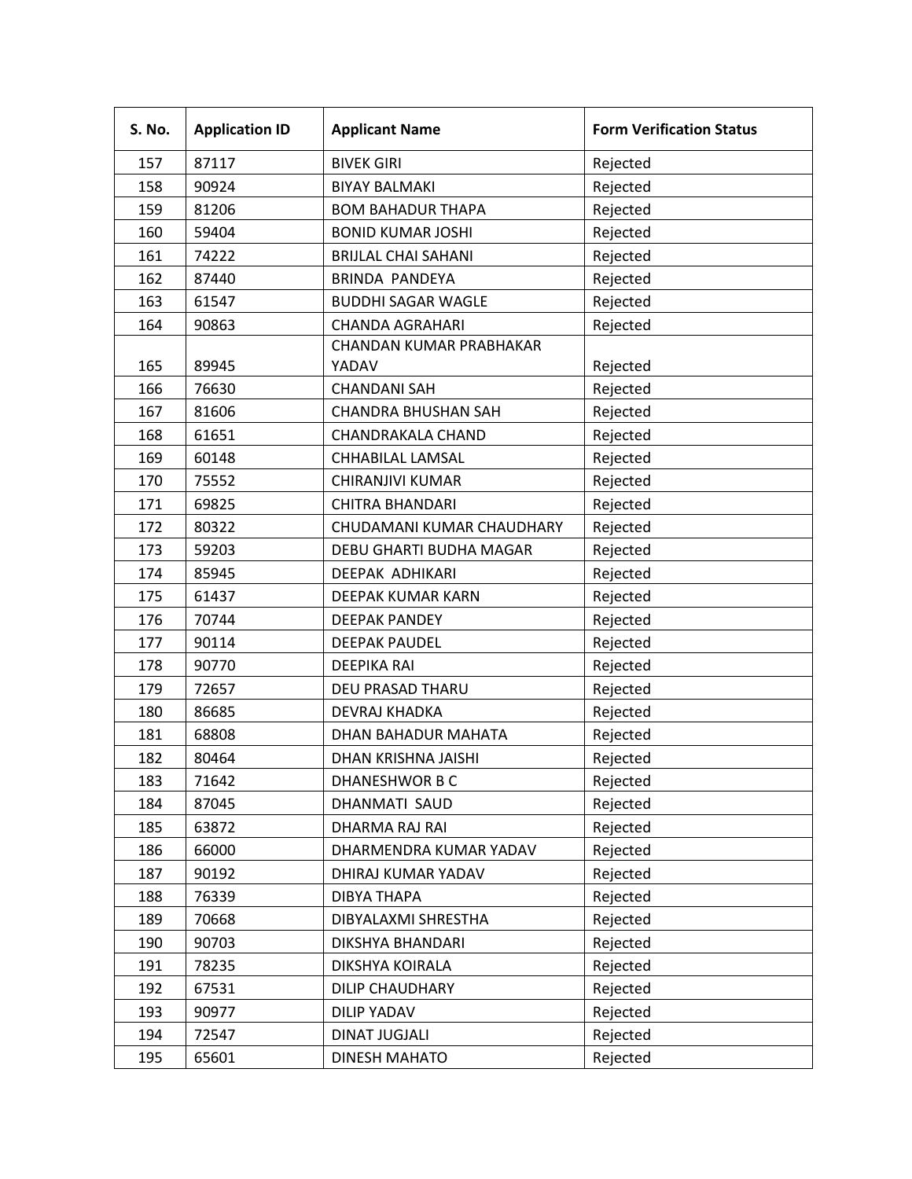| S. No. | Application ID | Applicant Name | Form Verification Status |
|---|---|---|---|
| 157 | 87117 | BIVEK GIRI | Rejected |
| 158 | 90924 | BIYAY BALMAKI | Rejected |
| 159 | 81206 | BOM BAHADUR THAPA | Rejected |
| 160 | 59404 | BONID KUMAR JOSHI | Rejected |
| 161 | 74222 | BRIJLAL CHAI SAHANI | Rejected |
| 162 | 87440 | BRINDA PANDEYA | Rejected |
| 163 | 61547 | BUDDHI SAGAR WAGLE | Rejected |
| 164 | 90863 | CHANDA AGRAHARI | Rejected |
| 165 | 89945 | CHANDAN KUMAR PRABHAKAR YADAV | Rejected |
| 166 | 76630 | CHANDANI SAH | Rejected |
| 167 | 81606 | CHANDRA BHUSHAN SAH | Rejected |
| 168 | 61651 | CHANDRAKALA CHAND | Rejected |
| 169 | 60148 | CHHABILAL LAMSAL | Rejected |
| 170 | 75552 | CHIRANJIVI KUMAR | Rejected |
| 171 | 69825 | CHITRA BHANDARI | Rejected |
| 172 | 80322 | CHUDAMANI KUMAR CHAUDHARY | Rejected |
| 173 | 59203 | DEBU GHARTI BUDHA MAGAR | Rejected |
| 174 | 85945 | DEEPAK ADHIKARI | Rejected |
| 175 | 61437 | DEEPAK KUMAR KARN | Rejected |
| 176 | 70744 | DEEPAK PANDEY | Rejected |
| 177 | 90114 | DEEPAK PAUDEL | Rejected |
| 178 | 90770 | DEEPIKA RAI | Rejected |
| 179 | 72657 | DEU PRASAD THARU | Rejected |
| 180 | 86685 | DEVRAJ KHADKA | Rejected |
| 181 | 68808 | DHAN BAHADUR MAHATA | Rejected |
| 182 | 80464 | DHAN KRISHNA JAISHI | Rejected |
| 183 | 71642 | DHANESHWOR B C | Rejected |
| 184 | 87045 | DHANMATI SAUD | Rejected |
| 185 | 63872 | DHARMA RAJ RAI | Rejected |
| 186 | 66000 | DHARMENDRA KUMAR YADAV | Rejected |
| 187 | 90192 | DHIRAJ KUMAR YADAV | Rejected |
| 188 | 76339 | DIBYA THAPA | Rejected |
| 189 | 70668 | DIBYALAXMI SHRESTHA | Rejected |
| 190 | 90703 | DIKSHYA BHANDARI | Rejected |
| 191 | 78235 | DIKSHYA KOIRALA | Rejected |
| 192 | 67531 | DILIP CHAUDHARY | Rejected |
| 193 | 90977 | DILIP YADAV | Rejected |
| 194 | 72547 | DINAT JUGJALI | Rejected |
| 195 | 65601 | DINESH MAHATO | Rejected |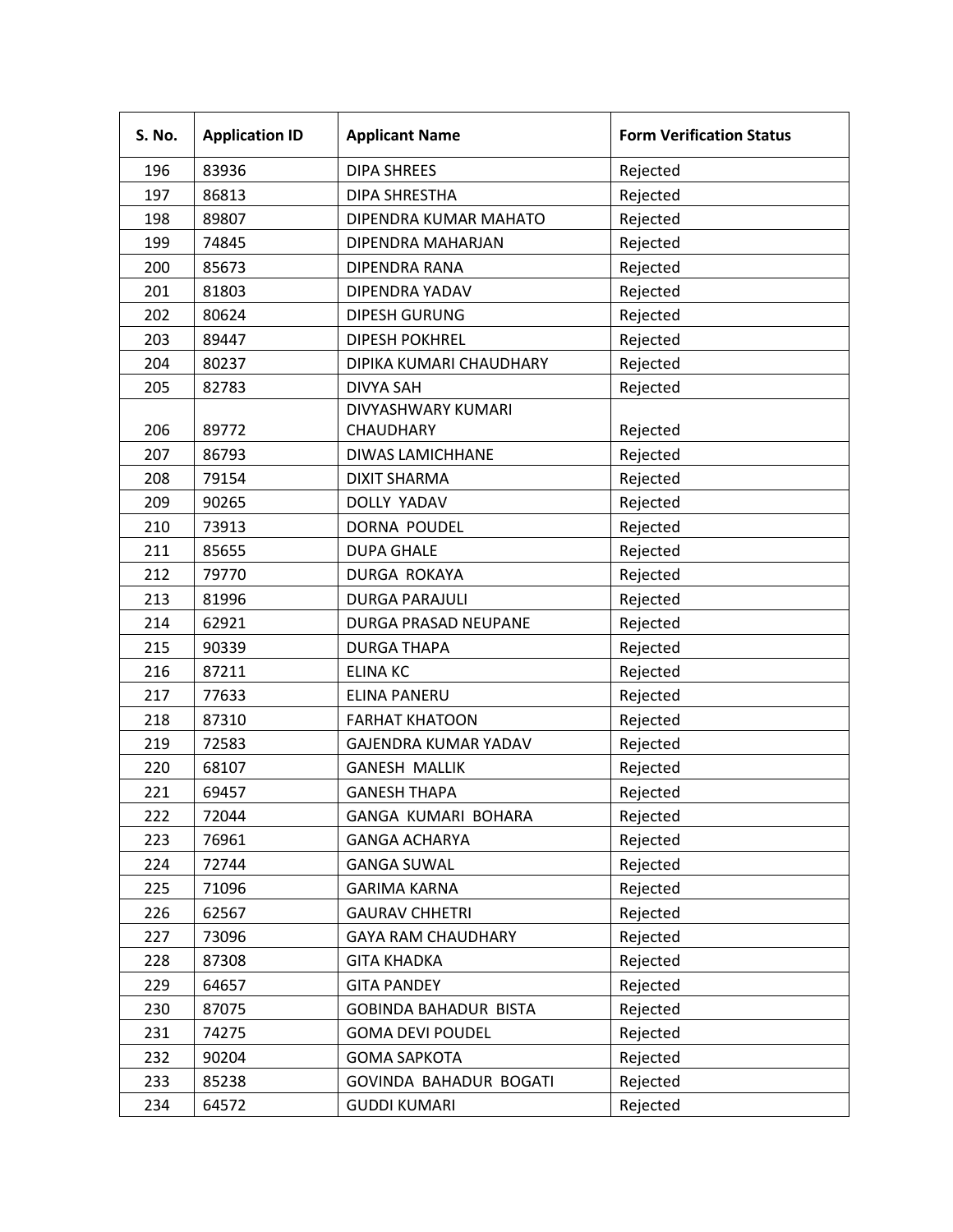| S. No. | Application ID | Applicant Name | Form Verification Status |
|---|---|---|---|
| 196 | 83936 | DIPA SHREES | Rejected |
| 197 | 86813 | DIPA SHRESTHA | Rejected |
| 198 | 89807 | DIPENDRA KUMAR MAHATO | Rejected |
| 199 | 74845 | DIPENDRA MAHARJAN | Rejected |
| 200 | 85673 | DIPENDRA RANA | Rejected |
| 201 | 81803 | DIPENDRA YADAV | Rejected |
| 202 | 80624 | DIPESH GURUNG | Rejected |
| 203 | 89447 | DIPESH POKHREL | Rejected |
| 204 | 80237 | DIPIKA KUMARI CHAUDHARY | Rejected |
| 205 | 82783 | DIVYA SAH | Rejected |
| 206 | 89772 | DIVYASHWARY KUMARI CHAUDHARY | Rejected |
| 207 | 86793 | DIWAS LAMICHHANE | Rejected |
| 208 | 79154 | DIXIT SHARMA | Rejected |
| 209 | 90265 | DOLLY YADAV | Rejected |
| 210 | 73913 | DORNA POUDEL | Rejected |
| 211 | 85655 | DUPA GHALE | Rejected |
| 212 | 79770 | DURGA ROKAYA | Rejected |
| 213 | 81996 | DURGA PARAJULI | Rejected |
| 214 | 62921 | DURGA PRASAD NEUPANE | Rejected |
| 215 | 90339 | DURGA THAPA | Rejected |
| 216 | 87211 | ELINA KC | Rejected |
| 217 | 77633 | ELINA PANERU | Rejected |
| 218 | 87310 | FARHAT KHATOON | Rejected |
| 219 | 72583 | GAJENDRA KUMAR YADAV | Rejected |
| 220 | 68107 | GANESH MALLIK | Rejected |
| 221 | 69457 | GANESH THAPA | Rejected |
| 222 | 72044 | GANGA KUMARI BOHARA | Rejected |
| 223 | 76961 | GANGA ACHARYA | Rejected |
| 224 | 72744 | GANGA SUWAL | Rejected |
| 225 | 71096 | GARIMA KARNA | Rejected |
| 226 | 62567 | GAURAV CHHETRI | Rejected |
| 227 | 73096 | GAYA RAM CHAUDHARY | Rejected |
| 228 | 87308 | GITA KHADKA | Rejected |
| 229 | 64657 | GITA PANDEY | Rejected |
| 230 | 87075 | GOBINDA BAHADUR BISTA | Rejected |
| 231 | 74275 | GOMA DEVI POUDEL | Rejected |
| 232 | 90204 | GOMA SAPKOTA | Rejected |
| 233 | 85238 | GOVINDA BAHADUR BOGATI | Rejected |
| 234 | 64572 | GUDDI KUMARI | Rejected |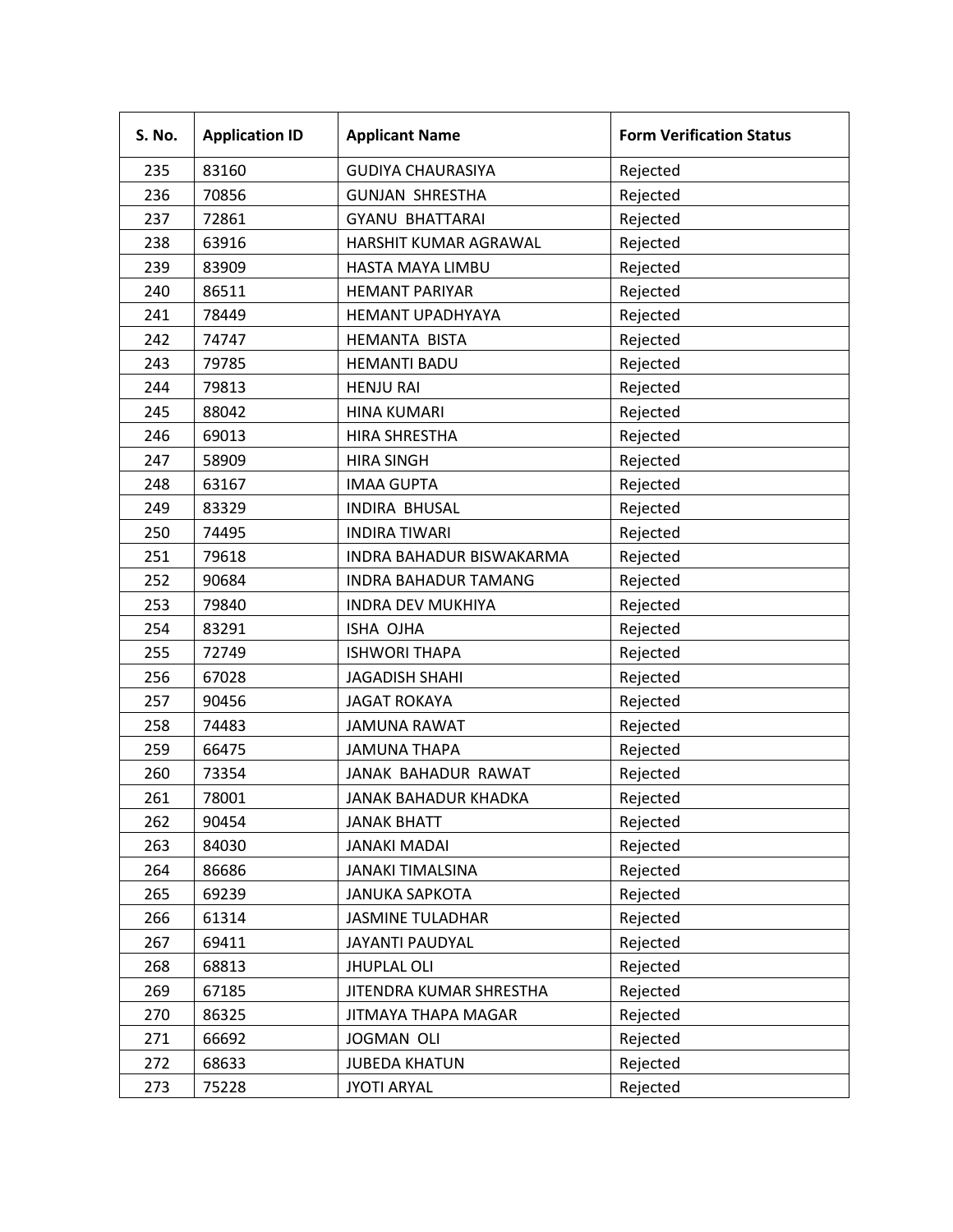| S. No. | Application ID | Applicant Name | Form Verification Status |
| --- | --- | --- | --- |
| 235 | 83160 | GUDIYA CHAURASIYA | Rejected |
| 236 | 70856 | GUNJAN SHRESTHA | Rejected |
| 237 | 72861 | GYANU BHATTARAI | Rejected |
| 238 | 63916 | HARSHIT KUMAR AGRAWAL | Rejected |
| 239 | 83909 | HASTA MAYA LIMBU | Rejected |
| 240 | 86511 | HEMANT PARIYAR | Rejected |
| 241 | 78449 | HEMANT UPADHYAYA | Rejected |
| 242 | 74747 | HEMANTA BISTA | Rejected |
| 243 | 79785 | HEMANTI BADU | Rejected |
| 244 | 79813 | HENJU RAI | Rejected |
| 245 | 88042 | HINA KUMARI | Rejected |
| 246 | 69013 | HIRA SHRESTHA | Rejected |
| 247 | 58909 | HIRA SINGH | Rejected |
| 248 | 63167 | IMAA GUPTA | Rejected |
| 249 | 83329 | INDIRA BHUSAL | Rejected |
| 250 | 74495 | INDIRA TIWARI | Rejected |
| 251 | 79618 | INDRA BAHADUR BISWAKARMA | Rejected |
| 252 | 90684 | INDRA BAHADUR TAMANG | Rejected |
| 253 | 79840 | INDRA DEV MUKHIYA | Rejected |
| 254 | 83291 | ISHA OJHA | Rejected |
| 255 | 72749 | ISHWORI THAPA | Rejected |
| 256 | 67028 | JAGADISH SHAHI | Rejected |
| 257 | 90456 | JAGAT ROKAYA | Rejected |
| 258 | 74483 | JAMUNA RAWAT | Rejected |
| 259 | 66475 | JAMUNA THAPA | Rejected |
| 260 | 73354 | JANAK BAHADUR RAWAT | Rejected |
| 261 | 78001 | JANAK BAHADUR KHADKA | Rejected |
| 262 | 90454 | JANAK BHATT | Rejected |
| 263 | 84030 | JANAKI MADAI | Rejected |
| 264 | 86686 | JANAKI TIMALSINA | Rejected |
| 265 | 69239 | JANUKA SAPKOTA | Rejected |
| 266 | 61314 | JASMINE TULADHAR | Rejected |
| 267 | 69411 | JAYANTI PAUDYAL | Rejected |
| 268 | 68813 | JHUPLAL OLI | Rejected |
| 269 | 67185 | JITENDRA KUMAR SHRESTHA | Rejected |
| 270 | 86325 | JITMAYA THAPA MAGAR | Rejected |
| 271 | 66692 | JOGMAN OLI | Rejected |
| 272 | 68633 | JUBEDA KHATUN | Rejected |
| 273 | 75228 | JYOTI ARYAL | Rejected |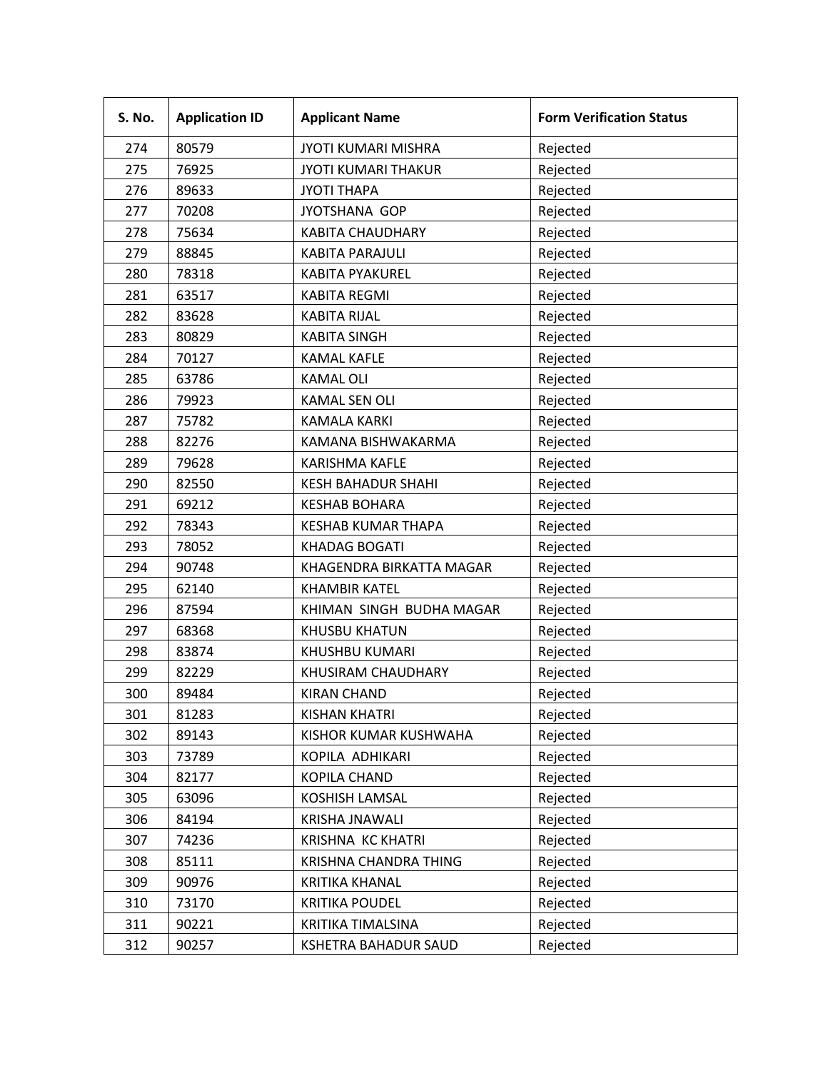| S. No. | Application ID | Applicant Name | Form Verification Status |
|---|---|---|---|
| 274 | 80579 | JYOTI KUMARI MISHRA | Rejected |
| 275 | 76925 | JYOTI KUMARI THAKUR | Rejected |
| 276 | 89633 | JYOTI THAPA | Rejected |
| 277 | 70208 | JYOTSHANA GOP | Rejected |
| 278 | 75634 | KABITA CHAUDHARY | Rejected |
| 279 | 88845 | KABITA PARAJULI | Rejected |
| 280 | 78318 | KABITA PYAKUREL | Rejected |
| 281 | 63517 | KABITA REGMI | Rejected |
| 282 | 83628 | KABITA RIJAL | Rejected |
| 283 | 80829 | KABITA SINGH | Rejected |
| 284 | 70127 | KAMAL KAFLE | Rejected |
| 285 | 63786 | KAMAL OLI | Rejected |
| 286 | 79923 | KAMAL SEN OLI | Rejected |
| 287 | 75782 | KAMALA KARKI | Rejected |
| 288 | 82276 | KAMANA BISHWAKARMA | Rejected |
| 289 | 79628 | KARISHMA KAFLE | Rejected |
| 290 | 82550 | KESH BAHADUR SHAHI | Rejected |
| 291 | 69212 | KESHAB BOHARA | Rejected |
| 292 | 78343 | KESHAB KUMAR THAPA | Rejected |
| 293 | 78052 | KHADAG BOGATI | Rejected |
| 294 | 90748 | KHAGENDRA BIRKATTA MAGAR | Rejected |
| 295 | 62140 | KHAMBIR KATEL | Rejected |
| 296 | 87594 | KHIMAN SINGH BUDHA MAGAR | Rejected |
| 297 | 68368 | KHUSBU KHATUN | Rejected |
| 298 | 83874 | KHUSHBU KUMARI | Rejected |
| 299 | 82229 | KHUSIRAM CHAUDHARY | Rejected |
| 300 | 89484 | KIRAN CHAND | Rejected |
| 301 | 81283 | KISHAN KHATRI | Rejected |
| 302 | 89143 | KISHOR KUMAR KUSHWAHA | Rejected |
| 303 | 73789 | KOPILA ADHIKARI | Rejected |
| 304 | 82177 | KOPILA CHAND | Rejected |
| 305 | 63096 | KOSHISH LAMSAL | Rejected |
| 306 | 84194 | KRISHA JNAWALI | Rejected |
| 307 | 74236 | KRISHNA KC KHATRI | Rejected |
| 308 | 85111 | KRISHNA CHANDRA THING | Rejected |
| 309 | 90976 | KRITIKA KHANAL | Rejected |
| 310 | 73170 | KRITIKA POUDEL | Rejected |
| 311 | 90221 | KRITIKA TIMALSINA | Rejected |
| 312 | 90257 | KSHETRA BAHADUR SAUD | Rejected |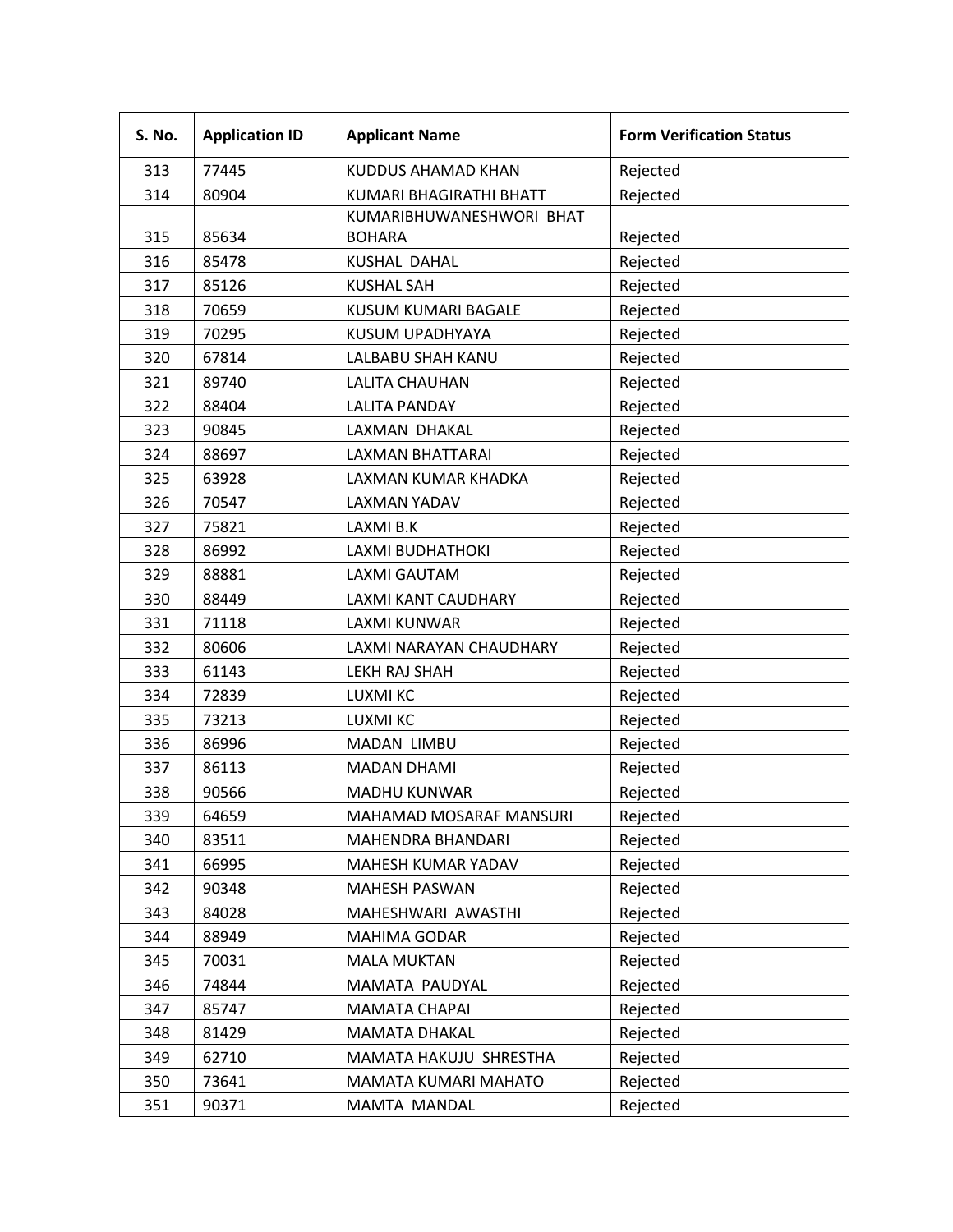| S. No. | Application ID | Applicant Name | Form Verification Status |
| --- | --- | --- | --- |
| 313 | 77445 | KUDDUS AHAMAD KHAN | Rejected |
| 314 | 80904 | KUMARI BHAGIRATHI BHATT | Rejected |
| 315 | 85634 | KUMARIBHUWANESHWORI BHAT BOHARA | Rejected |
| 316 | 85478 | KUSHAL DAHAL | Rejected |
| 317 | 85126 | KUSHAL SAH | Rejected |
| 318 | 70659 | KUSUM KUMARI BAGALE | Rejected |
| 319 | 70295 | KUSUM UPADHYAYA | Rejected |
| 320 | 67814 | LALBABU SHAH KANU | Rejected |
| 321 | 89740 | LALITA CHAUHAN | Rejected |
| 322 | 88404 | LALITA PANDAY | Rejected |
| 323 | 90845 | LAXMAN DHAKAL | Rejected |
| 324 | 88697 | LAXMAN BHATTARAI | Rejected |
| 325 | 63928 | LAXMAN KUMAR KHADKA | Rejected |
| 326 | 70547 | LAXMAN YADAV | Rejected |
| 327 | 75821 | LAXMI B.K | Rejected |
| 328 | 86992 | LAXMI BUDHATHOKI | Rejected |
| 329 | 88881 | LAXMI GAUTAM | Rejected |
| 330 | 88449 | LAXMI KANT CAUDHARY | Rejected |
| 331 | 71118 | LAXMI KUNWAR | Rejected |
| 332 | 80606 | LAXMI NARAYAN CHAUDHARY | Rejected |
| 333 | 61143 | LEKH RAJ SHAH | Rejected |
| 334 | 72839 | LUXMI KC | Rejected |
| 335 | 73213 | LUXMI KC | Rejected |
| 336 | 86996 | MADAN LIMBU | Rejected |
| 337 | 86113 | MADAN DHAMI | Rejected |
| 338 | 90566 | MADHU KUNWAR | Rejected |
| 339 | 64659 | MAHAMAD MOSARAF MANSURI | Rejected |
| 340 | 83511 | MAHENDRA BHANDARI | Rejected |
| 341 | 66995 | MAHESH KUMAR YADAV | Rejected |
| 342 | 90348 | MAHESH PASWAN | Rejected |
| 343 | 84028 | MAHESHWARI AWASTHI | Rejected |
| 344 | 88949 | MAHIMA GODAR | Rejected |
| 345 | 70031 | MALA MUKTAN | Rejected |
| 346 | 74844 | MAMATA PAUDYAL | Rejected |
| 347 | 85747 | MAMATA CHAPAI | Rejected |
| 348 | 81429 | MAMATA DHAKAL | Rejected |
| 349 | 62710 | MAMATA HAKUJU SHRESTHA | Rejected |
| 350 | 73641 | MAMATA KUMARI MAHATO | Rejected |
| 351 | 90371 | MAMTA MANDAL | Rejected |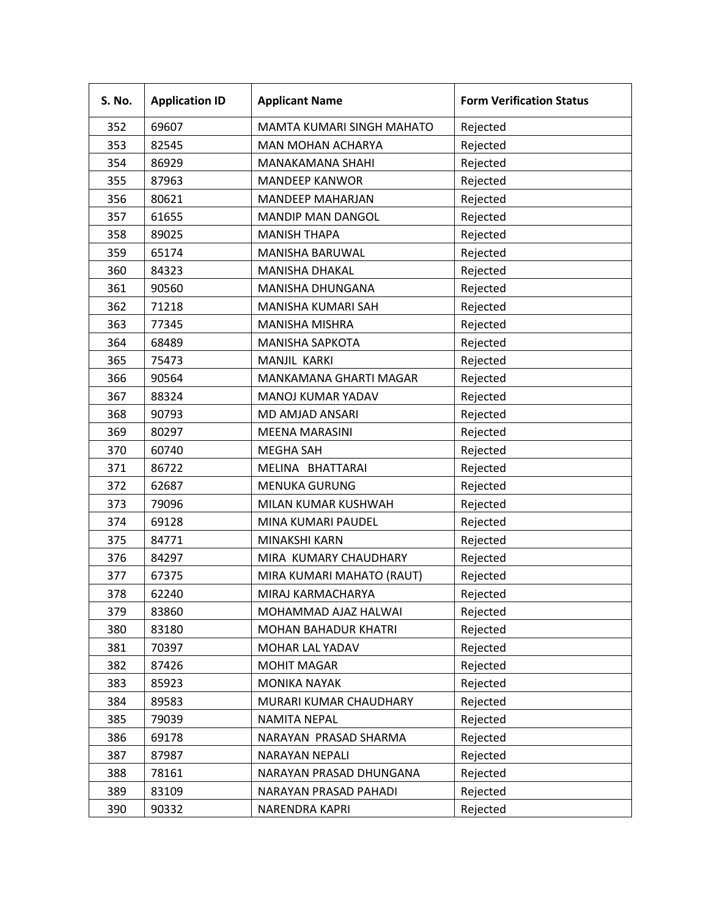| S. No. | Application ID | Applicant Name | Form Verification Status |
|---|---|---|---|
| 352 | 69607 | MAMTA KUMARI SINGH MAHATO | Rejected |
| 353 | 82545 | MAN MOHAN ACHARYA | Rejected |
| 354 | 86929 | MANAKAMANA SHAHI | Rejected |
| 355 | 87963 | MANDEEP KANWOR | Rejected |
| 356 | 80621 | MANDEEP MAHARJAN | Rejected |
| 357 | 61655 | MANDIP MAN DANGOL | Rejected |
| 358 | 89025 | MANISH THAPA | Rejected |
| 359 | 65174 | MANISHA BARUWAL | Rejected |
| 360 | 84323 | MANISHA DHAKAL | Rejected |
| 361 | 90560 | MANISHA DHUNGANA | Rejected |
| 362 | 71218 | MANISHA KUMARI SAH | Rejected |
| 363 | 77345 | MANISHA MISHRA | Rejected |
| 364 | 68489 | MANISHA SAPKOTA | Rejected |
| 365 | 75473 | MANJIL KARKI | Rejected |
| 366 | 90564 | MANKAMANA GHARTI MAGAR | Rejected |
| 367 | 88324 | MANOJ KUMAR YADAV | Rejected |
| 368 | 90793 | MD AMJAD ANSARI | Rejected |
| 369 | 80297 | MEENA MARASINI | Rejected |
| 370 | 60740 | MEGHA SAH | Rejected |
| 371 | 86722 | MELINA BHATTARAI | Rejected |
| 372 | 62687 | MENUKA GURUNG | Rejected |
| 373 | 79096 | MILAN KUMAR KUSHWAH | Rejected |
| 374 | 69128 | MINA KUMARI PAUDEL | Rejected |
| 375 | 84771 | MINAKSHI KARN | Rejected |
| 376 | 84297 | MIRA KUMARY CHAUDHARY | Rejected |
| 377 | 67375 | MIRA KUMARI MAHATO (RAUT) | Rejected |
| 378 | 62240 | MIRAJ KARMACHARYA | Rejected |
| 379 | 83860 | MOHAMMAD AJAZ HALWAI | Rejected |
| 380 | 83180 | MOHAN BAHADUR KHATRI | Rejected |
| 381 | 70397 | MOHAR LAL YADAV | Rejected |
| 382 | 87426 | MOHIT MAGAR | Rejected |
| 383 | 85923 | MONIKA NAYAK | Rejected |
| 384 | 89583 | MURARI KUMAR CHAUDHARY | Rejected |
| 385 | 79039 | NAMITA NEPAL | Rejected |
| 386 | 69178 | NARAYAN PRASAD SHARMA | Rejected |
| 387 | 87987 | NARAYAN NEPALI | Rejected |
| 388 | 78161 | NARAYAN PRASAD DHUNGANA | Rejected |
| 389 | 83109 | NARAYAN PRASAD PAHADI | Rejected |
| 390 | 90332 | NARENDRA KAPRI | Rejected |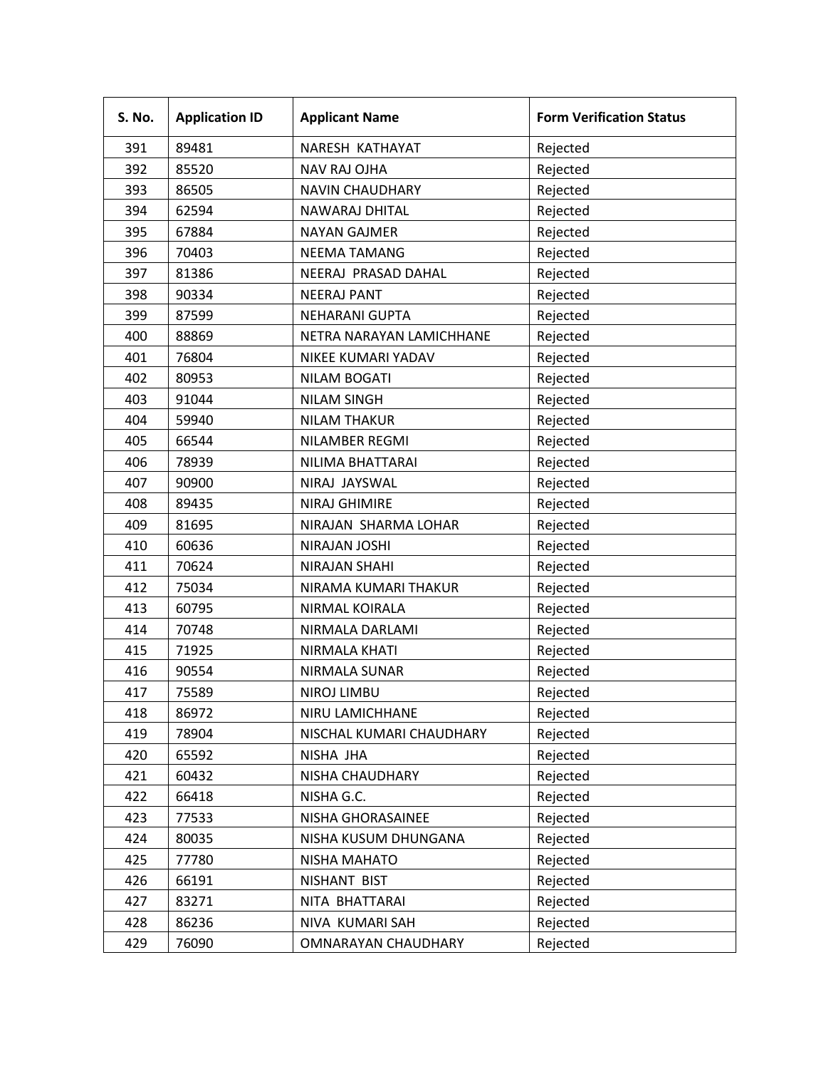| S. No. | Application ID | Applicant Name | Form Verification Status |
|---|---|---|---|
| 391 | 89481 | NARESH KATHAYAT | Rejected |
| 392 | 85520 | NAV RAJ OJHA | Rejected |
| 393 | 86505 | NAVIN CHAUDHARY | Rejected |
| 394 | 62594 | NAWARAJ DHITAL | Rejected |
| 395 | 67884 | NAYAN GAJMER | Rejected |
| 396 | 70403 | NEEMA TAMANG | Rejected |
| 397 | 81386 | NEERAJ PRASAD DAHAL | Rejected |
| 398 | 90334 | NEERAJ PANT | Rejected |
| 399 | 87599 | NEHARANI GUPTA | Rejected |
| 400 | 88869 | NETRA NARAYAN LAMICHHANE | Rejected |
| 401 | 76804 | NIKEE KUMARI YADAV | Rejected |
| 402 | 80953 | NILAM BOGATI | Rejected |
| 403 | 91044 | NILAM SINGH | Rejected |
| 404 | 59940 | NILAM THAKUR | Rejected |
| 405 | 66544 | NILAMBER REGMI | Rejected |
| 406 | 78939 | NILIMA BHATTARAI | Rejected |
| 407 | 90900 | NIRAJ JAYSWAL | Rejected |
| 408 | 89435 | NIRAJ GHIMIRE | Rejected |
| 409 | 81695 | NIRAJAN SHARMA LOHAR | Rejected |
| 410 | 60636 | NIRAJAN JOSHI | Rejected |
| 411 | 70624 | NIRAJAN SHAHI | Rejected |
| 412 | 75034 | NIRAMA KUMARI THAKUR | Rejected |
| 413 | 60795 | NIRMAL KOIRALA | Rejected |
| 414 | 70748 | NIRMALA DARLAMI | Rejected |
| 415 | 71925 | NIRMALA KHATI | Rejected |
| 416 | 90554 | NIRMALA SUNAR | Rejected |
| 417 | 75589 | NIROJ LIMBU | Rejected |
| 418 | 86972 | NIRU LAMICHHANE | Rejected |
| 419 | 78904 | NISCHAL KUMARI CHAUDHARY | Rejected |
| 420 | 65592 | NISHA JHA | Rejected |
| 421 | 60432 | NISHA CHAUDHARY | Rejected |
| 422 | 66418 | NISHA G.C. | Rejected |
| 423 | 77533 | NISHA GHORASAINEE | Rejected |
| 424 | 80035 | NISHA KUSUM DHUNGANA | Rejected |
| 425 | 77780 | NISHA MAHATO | Rejected |
| 426 | 66191 | NISHANT BIST | Rejected |
| 427 | 83271 | NITA BHATTARAI | Rejected |
| 428 | 86236 | NIVA KUMARI SAH | Rejected |
| 429 | 76090 | OMNARAYAN CHAUDHARY | Rejected |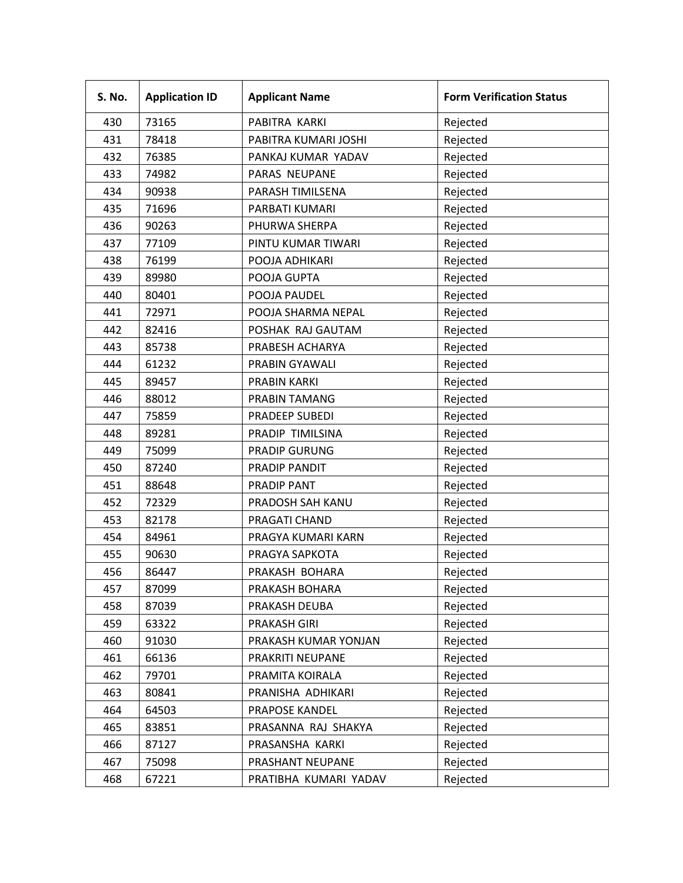| S. No. | Application ID | Applicant Name | Form Verification Status |
|---|---|---|---|
| 430 | 73165 | PABITRA KARKI | Rejected |
| 431 | 78418 | PABITRA KUMARI JOSHI | Rejected |
| 432 | 76385 | PANKAJ KUMAR YADAV | Rejected |
| 433 | 74982 | PARAS NEUPANE | Rejected |
| 434 | 90938 | PARASH TIMILSENA | Rejected |
| 435 | 71696 | PARBATI KUMARI | Rejected |
| 436 | 90263 | PHURWA SHERPA | Rejected |
| 437 | 77109 | PINTU KUMAR TIWARI | Rejected |
| 438 | 76199 | POOJA ADHIKARI | Rejected |
| 439 | 89980 | POOJA GUPTA | Rejected |
| 440 | 80401 | POOJA PAUDEL | Rejected |
| 441 | 72971 | POOJA SHARMA NEPAL | Rejected |
| 442 | 82416 | POSHAK RAJ GAUTAM | Rejected |
| 443 | 85738 | PRABESH ACHARYA | Rejected |
| 444 | 61232 | PRABIN GYAWALI | Rejected |
| 445 | 89457 | PRABIN KARKI | Rejected |
| 446 | 88012 | PRABIN TAMANG | Rejected |
| 447 | 75859 | PRADEEP SUBEDI | Rejected |
| 448 | 89281 | PRADIP TIMILSINA | Rejected |
| 449 | 75099 | PRADIP GURUNG | Rejected |
| 450 | 87240 | PRADIP PANDIT | Rejected |
| 451 | 88648 | PRADIP PANT | Rejected |
| 452 | 72329 | PRADOSH SAH KANU | Rejected |
| 453 | 82178 | PRAGATI CHAND | Rejected |
| 454 | 84961 | PRAGYA KUMARI KARN | Rejected |
| 455 | 90630 | PRAGYA SAPKOTA | Rejected |
| 456 | 86447 | PRAKASH BOHARA | Rejected |
| 457 | 87099 | PRAKASH BOHARA | Rejected |
| 458 | 87039 | PRAKASH DEUBA | Rejected |
| 459 | 63322 | PRAKASH GIRI | Rejected |
| 460 | 91030 | PRAKASH KUMAR YONJAN | Rejected |
| 461 | 66136 | PRAKRITI NEUPANE | Rejected |
| 462 | 79701 | PRAMITA KOIRALA | Rejected |
| 463 | 80841 | PRANISHA ADHIKARI | Rejected |
| 464 | 64503 | PRAPOSE KANDEL | Rejected |
| 465 | 83851 | PRASANNA RAJ SHAKYA | Rejected |
| 466 | 87127 | PRASANSHA KARKI | Rejected |
| 467 | 75098 | PRASHANT NEUPANE | Rejected |
| 468 | 67221 | PRATIBHA KUMARI YADAV | Rejected |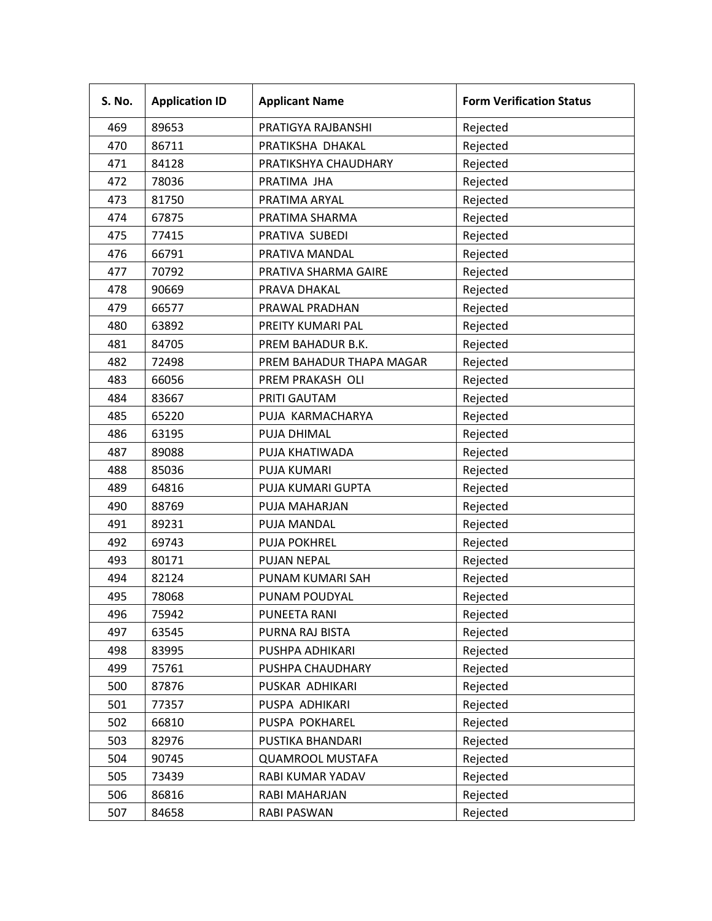| S. No. | Application ID | Applicant Name | Form Verification Status |
|---|---|---|---|
| 469 | 89653 | PRATIGYA RAJBANSHI | Rejected |
| 470 | 86711 | PRATIKSHA  DHAKAL | Rejected |
| 471 | 84128 | PRATIKSHYA CHAUDHARY | Rejected |
| 472 | 78036 | PRATIMA  JHA | Rejected |
| 473 | 81750 | PRATIMA ARYAL | Rejected |
| 474 | 67875 | PRATIMA SHARMA | Rejected |
| 475 | 77415 | PRATIVA  SUBEDI | Rejected |
| 476 | 66791 | PRATIVA MANDAL | Rejected |
| 477 | 70792 | PRATIVA SHARMA GAIRE | Rejected |
| 478 | 90669 | PRAVA DHAKAL | Rejected |
| 479 | 66577 | PRAWAL PRADHAN | Rejected |
| 480 | 63892 | PREITY KUMARI PAL | Rejected |
| 481 | 84705 | PREM BAHADUR B.K. | Rejected |
| 482 | 72498 | PREM BAHADUR THAPA MAGAR | Rejected |
| 483 | 66056 | PREM PRAKASH  OLI | Rejected |
| 484 | 83667 | PRITI GAUTAM | Rejected |
| 485 | 65220 | PUJA  KARMACHARYA | Rejected |
| 486 | 63195 | PUJA DHIMAL | Rejected |
| 487 | 89088 | PUJA KHATIWADA | Rejected |
| 488 | 85036 | PUJA KUMARI | Rejected |
| 489 | 64816 | PUJA KUMARI GUPTA | Rejected |
| 490 | 88769 | PUJA MAHARJAN | Rejected |
| 491 | 89231 | PUJA MANDAL | Rejected |
| 492 | 69743 | PUJA POKHREL | Rejected |
| 493 | 80171 | PUJAN NEPAL | Rejected |
| 494 | 82124 | PUNAM KUMARI SAH | Rejected |
| 495 | 78068 | PUNAM POUDYAL | Rejected |
| 496 | 75942 | PUNEETA RANI | Rejected |
| 497 | 63545 | PURNA RAJ BISTA | Rejected |
| 498 | 83995 | PUSHPA ADHIKARI | Rejected |
| 499 | 75761 | PUSHPA CHAUDHARY | Rejected |
| 500 | 87876 | PUSKAR  ADHIKARI | Rejected |
| 501 | 77357 | PUSPA  ADHIKARI | Rejected |
| 502 | 66810 | PUSPA  POKHAREL | Rejected |
| 503 | 82976 | PUSTIKA BHANDARI | Rejected |
| 504 | 90745 | QUAMROOL MUSTAFA | Rejected |
| 505 | 73439 | RABI KUMAR YADAV | Rejected |
| 506 | 86816 | RABI MAHARJAN | Rejected |
| 507 | 84658 | RABI PASWAN | Rejected |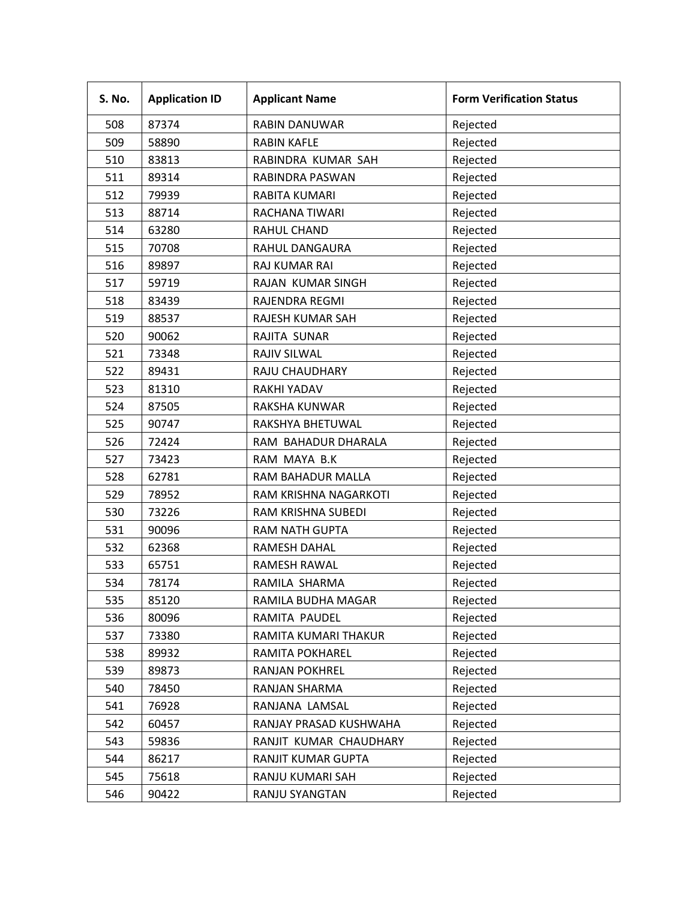| S. No. | Application ID | Applicant Name | Form Verification Status |
| --- | --- | --- | --- |
| 508 | 87374 | RABIN DANUWAR | Rejected |
| 509 | 58890 | RABIN KAFLE | Rejected |
| 510 | 83813 | RABINDRA KUMAR SAH | Rejected |
| 511 | 89314 | RABINDRA PASWAN | Rejected |
| 512 | 79939 | RABITA KUMARI | Rejected |
| 513 | 88714 | RACHANA TIWARI | Rejected |
| 514 | 63280 | RAHUL CHAND | Rejected |
| 515 | 70708 | RAHUL DANGAURA | Rejected |
| 516 | 89897 | RAJ KUMAR RAI | Rejected |
| 517 | 59719 | RAJAN KUMAR SINGH | Rejected |
| 518 | 83439 | RAJENDRA REGMI | Rejected |
| 519 | 88537 | RAJESH KUMAR SAH | Rejected |
| 520 | 90062 | RAJITA SUNAR | Rejected |
| 521 | 73348 | RAJIV SILWAL | Rejected |
| 522 | 89431 | RAJU CHAUDHARY | Rejected |
| 523 | 81310 | RAKHI YADAV | Rejected |
| 524 | 87505 | RAKSHA KUNWAR | Rejected |
| 525 | 90747 | RAKSHYA BHETUWAL | Rejected |
| 526 | 72424 | RAM BAHADUR DHARALA | Rejected |
| 527 | 73423 | RAM MAYA B.K | Rejected |
| 528 | 62781 | RAM BAHADUR MALLA | Rejected |
| 529 | 78952 | RAM KRISHNA NAGARKOTI | Rejected |
| 530 | 73226 | RAM KRISHNA SUBEDI | Rejected |
| 531 | 90096 | RAM NATH GUPTA | Rejected |
| 532 | 62368 | RAMESH DAHAL | Rejected |
| 533 | 65751 | RAMESH RAWAL | Rejected |
| 534 | 78174 | RAMILA SHARMA | Rejected |
| 535 | 85120 | RAMILA BUDHA MAGAR | Rejected |
| 536 | 80096 | RAMITA PAUDEL | Rejected |
| 537 | 73380 | RAMITA KUMARI THAKUR | Rejected |
| 538 | 89932 | RAMITA POKHAREL | Rejected |
| 539 | 89873 | RANJAN POKHREL | Rejected |
| 540 | 78450 | RANJAN SHARMA | Rejected |
| 541 | 76928 | RANJANA LAMSAL | Rejected |
| 542 | 60457 | RANJAY PRASAD KUSHWAHA | Rejected |
| 543 | 59836 | RANJIT KUMAR CHAUDHARY | Rejected |
| 544 | 86217 | RANJIT KUMAR GUPTA | Rejected |
| 545 | 75618 | RANJU KUMARI SAH | Rejected |
| 546 | 90422 | RANJU SYANGTAN | Rejected |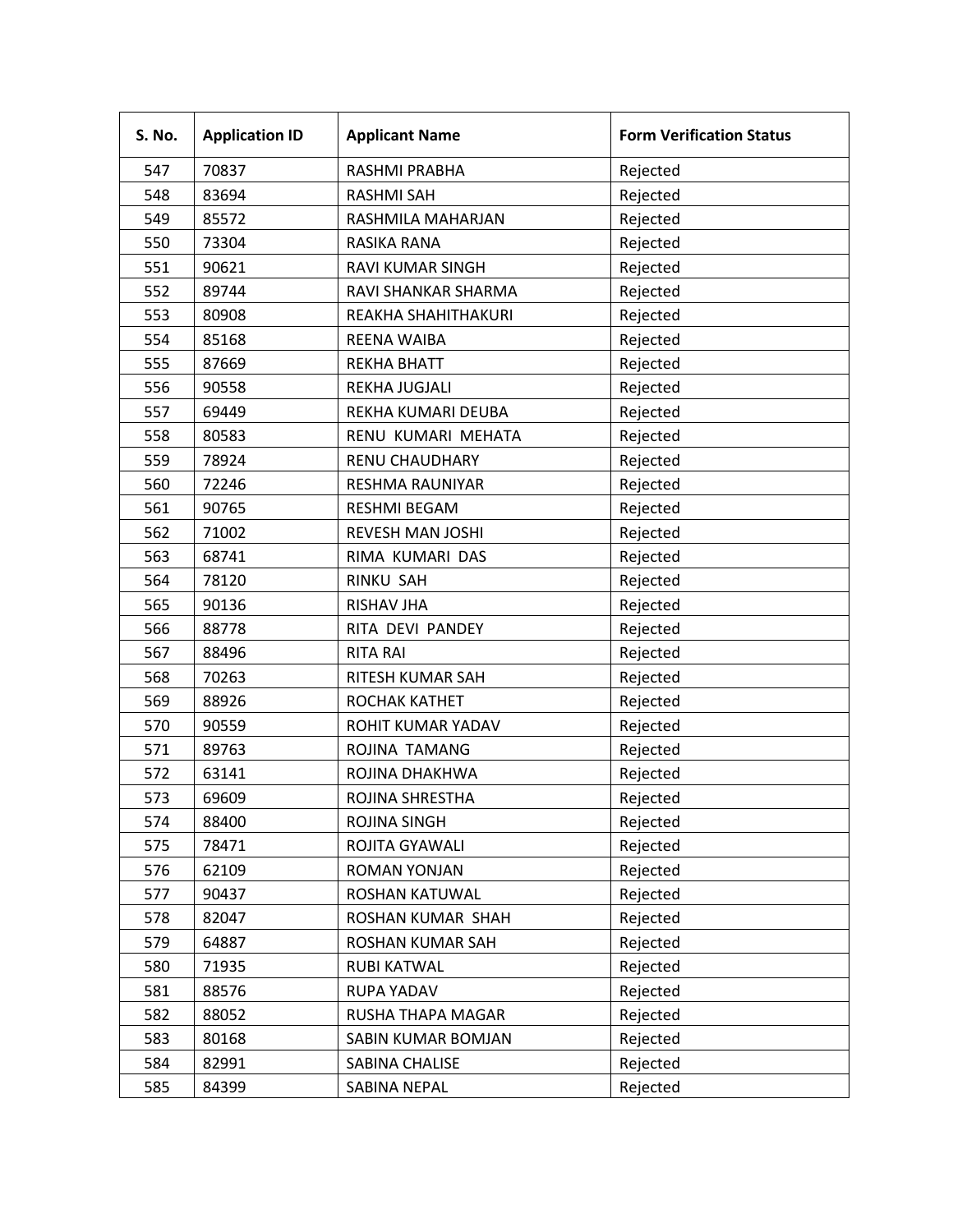| S. No. | Application ID | Applicant Name | Form Verification Status |
|---|---|---|---|
| 547 | 70837 | RASHMI PRABHA | Rejected |
| 548 | 83694 | RASHMI SAH | Rejected |
| 549 | 85572 | RASHMILA MAHARJAN | Rejected |
| 550 | 73304 | RASIKA RANA | Rejected |
| 551 | 90621 | RAVI KUMAR SINGH | Rejected |
| 552 | 89744 | RAVI SHANKAR SHARMA | Rejected |
| 553 | 80908 | REAKHA SHAHITHAKURI | Rejected |
| 554 | 85168 | REENA WAIBA | Rejected |
| 555 | 87669 | REKHA BHATT | Rejected |
| 556 | 90558 | REKHA JUGJALI | Rejected |
| 557 | 69449 | REKHA KUMARI DEUBA | Rejected |
| 558 | 80583 | RENU  KUMARI  MEHATA | Rejected |
| 559 | 78924 | RENU CHAUDHARY | Rejected |
| 560 | 72246 | RESHMA RAUNIYAR | Rejected |
| 561 | 90765 | RESHMI BEGAM | Rejected |
| 562 | 71002 | REVESH MAN JOSHI | Rejected |
| 563 | 68741 | RIMA  KUMARI  DAS | Rejected |
| 564 | 78120 | RINKU  SAH | Rejected |
| 565 | 90136 | RISHAV JHA | Rejected |
| 566 | 88778 | RITA  DEVI  PANDEY | Rejected |
| 567 | 88496 | RITA RAI | Rejected |
| 568 | 70263 | RITESH KUMAR SAH | Rejected |
| 569 | 88926 | ROCHAK KATHET | Rejected |
| 570 | 90559 | ROHIT KUMAR YADAV | Rejected |
| 571 | 89763 | ROJINA  TAMANG | Rejected |
| 572 | 63141 | ROJINA DHAKHWA | Rejected |
| 573 | 69609 | ROJINA SHRESTHA | Rejected |
| 574 | 88400 | ROJINA SINGH | Rejected |
| 575 | 78471 | ROJITA GYAWALI | Rejected |
| 576 | 62109 | ROMAN YONJAN | Rejected |
| 577 | 90437 | ROSHAN KATUWAL | Rejected |
| 578 | 82047 | ROSHAN KUMAR  SHAH | Rejected |
| 579 | 64887 | ROSHAN KUMAR SAH | Rejected |
| 580 | 71935 | RUBI KATWAL | Rejected |
| 581 | 88576 | RUPA YADAV | Rejected |
| 582 | 88052 | RUSHA THAPA MAGAR | Rejected |
| 583 | 80168 | SABIN KUMAR BOMJAN | Rejected |
| 584 | 82991 | SABINA CHALISE | Rejected |
| 585 | 84399 | SABINA NEPAL | Rejected |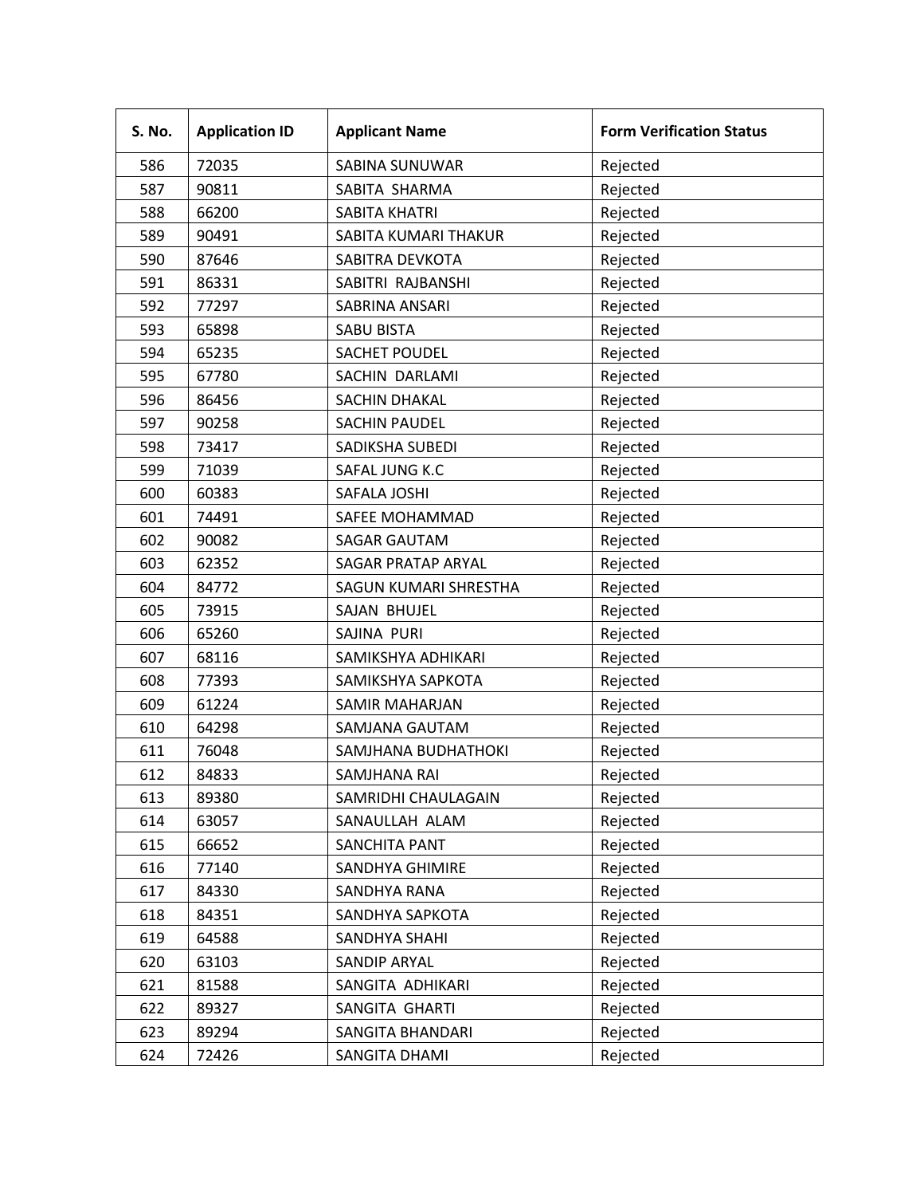| S. No. | Application ID | Applicant Name | Form Verification Status |
|---|---|---|---|
| 586 | 72035 | SABINA SUNUWAR | Rejected |
| 587 | 90811 | SABITA  SHARMA | Rejected |
| 588 | 66200 | SABITA KHATRI | Rejected |
| 589 | 90491 | SABITA KUMARI THAKUR | Rejected |
| 590 | 87646 | SABITRA DEVKOTA | Rejected |
| 591 | 86331 | SABITRI  RAJBANSHI | Rejected |
| 592 | 77297 | SABRINA ANSARI | Rejected |
| 593 | 65898 | SABU BISTA | Rejected |
| 594 | 65235 | SACHET POUDEL | Rejected |
| 595 | 67780 | SACHIN  DARLAMI | Rejected |
| 596 | 86456 | SACHIN DHAKAL | Rejected |
| 597 | 90258 | SACHIN PAUDEL | Rejected |
| 598 | 73417 | SADIKSHA SUBEDI | Rejected |
| 599 | 71039 | SAFAL JUNG K.C | Rejected |
| 600 | 60383 | SAFALA JOSHI | Rejected |
| 601 | 74491 | SAFEE MOHAMMAD | Rejected |
| 602 | 90082 | SAGAR GAUTAM | Rejected |
| 603 | 62352 | SAGAR PRATAP ARYAL | Rejected |
| 604 | 84772 | SAGUN KUMARI SHRESTHA | Rejected |
| 605 | 73915 | SAJAN  BHUJEL | Rejected |
| 606 | 65260 | SAJINA  PURI | Rejected |
| 607 | 68116 | SAMIKSHYA ADHIKARI | Rejected |
| 608 | 77393 | SAMIKSHYA SAPKOTA | Rejected |
| 609 | 61224 | SAMIR MAHARJAN | Rejected |
| 610 | 64298 | SAMJANA GAUTAM | Rejected |
| 611 | 76048 | SAMJHANA BUDHATHOKI | Rejected |
| 612 | 84833 | SAMJHANA RAI | Rejected |
| 613 | 89380 | SAMRIDHI CHAULAGAIN | Rejected |
| 614 | 63057 | SANAULLAH  ALAM | Rejected |
| 615 | 66652 | SANCHITA PANT | Rejected |
| 616 | 77140 | SANDHYA GHIMIRE | Rejected |
| 617 | 84330 | SANDHYA RANA | Rejected |
| 618 | 84351 | SANDHYA SAPKOTA | Rejected |
| 619 | 64588 | SANDHYA SHAHI | Rejected |
| 620 | 63103 | SANDIP ARYAL | Rejected |
| 621 | 81588 | SANGITA  ADHIKARI | Rejected |
| 622 | 89327 | SANGITA  GHARTI | Rejected |
| 623 | 89294 | SANGITA BHANDARI | Rejected |
| 624 | 72426 | SANGITA DHAMI | Rejected |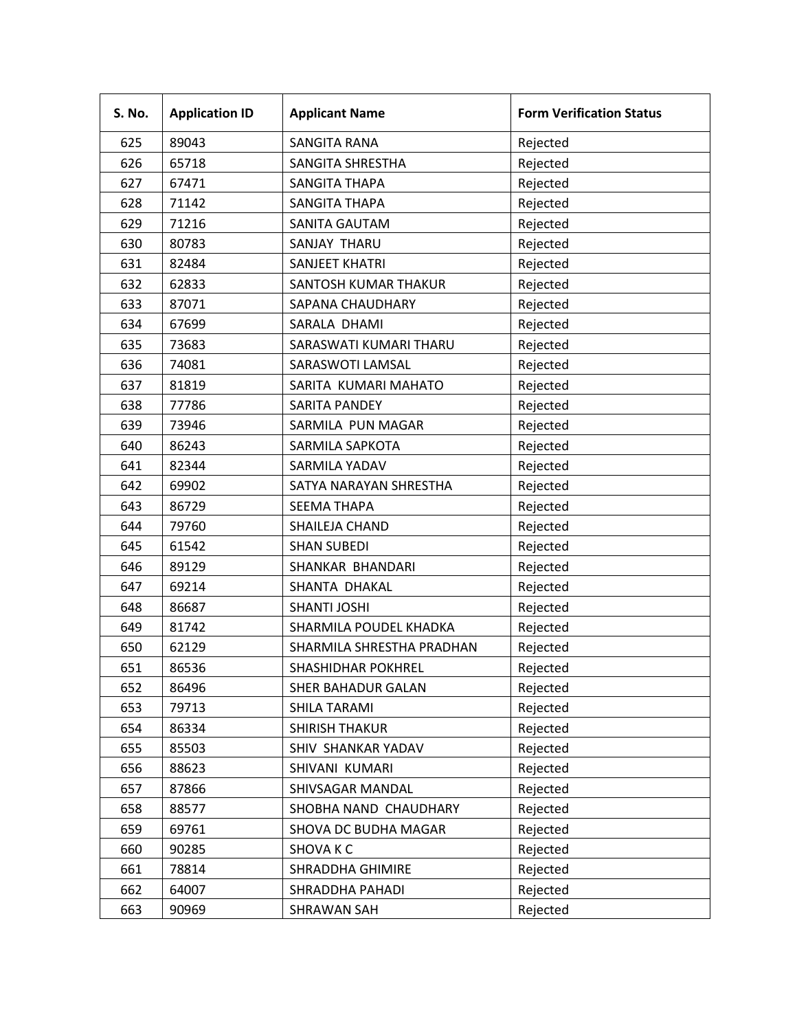| S. No. | Application ID | Applicant Name | Form Verification Status |
|---|---|---|---|
| 625 | 89043 | SANGITA RANA | Rejected |
| 626 | 65718 | SANGITA SHRESTHA | Rejected |
| 627 | 67471 | SANGITA THAPA | Rejected |
| 628 | 71142 | SANGITA THAPA | Rejected |
| 629 | 71216 | SANITA GAUTAM | Rejected |
| 630 | 80783 | SANJAY THARU | Rejected |
| 631 | 82484 | SANJEET KHATRI | Rejected |
| 632 | 62833 | SANTOSH KUMAR THAKUR | Rejected |
| 633 | 87071 | SAPANA CHAUDHARY | Rejected |
| 634 | 67699 | SARALA DHAMI | Rejected |
| 635 | 73683 | SARASWATI KUMARI THARU | Rejected |
| 636 | 74081 | SARASWOTI LAMSAL | Rejected |
| 637 | 81819 | SARITA KUMARI MAHATO | Rejected |
| 638 | 77786 | SARITA PANDEY | Rejected |
| 639 | 73946 | SARMILA PUN MAGAR | Rejected |
| 640 | 86243 | SARMILA SAPKOTA | Rejected |
| 641 | 82344 | SARMILA YADAV | Rejected |
| 642 | 69902 | SATYA NARAYAN SHRESTHA | Rejected |
| 643 | 86729 | SEEMA THAPA | Rejected |
| 644 | 79760 | SHAILEJA CHAND | Rejected |
| 645 | 61542 | SHAN SUBEDI | Rejected |
| 646 | 89129 | SHANKAR BHANDARI | Rejected |
| 647 | 69214 | SHANTA DHAKAL | Rejected |
| 648 | 86687 | SHANTI JOSHI | Rejected |
| 649 | 81742 | SHARMILA POUDEL KHADKA | Rejected |
| 650 | 62129 | SHARMILA SHRESTHA PRADHAN | Rejected |
| 651 | 86536 | SHASHIDHAR POKHREL | Rejected |
| 652 | 86496 | SHER BAHADUR GALAN | Rejected |
| 653 | 79713 | SHILA TARAMI | Rejected |
| 654 | 86334 | SHIRISH THAKUR | Rejected |
| 655 | 85503 | SHIV SHANKAR YADAV | Rejected |
| 656 | 88623 | SHIVANI KUMARI | Rejected |
| 657 | 87866 | SHIVSAGAR MANDAL | Rejected |
| 658 | 88577 | SHOBHA NAND CHAUDHARY | Rejected |
| 659 | 69761 | SHOVA DC BUDHA MAGAR | Rejected |
| 660 | 90285 | SHOVA K C | Rejected |
| 661 | 78814 | SHRADDHA GHIMIRE | Rejected |
| 662 | 64007 | SHRADDHA PAHADI | Rejected |
| 663 | 90969 | SHRAWAN SAH | Rejected |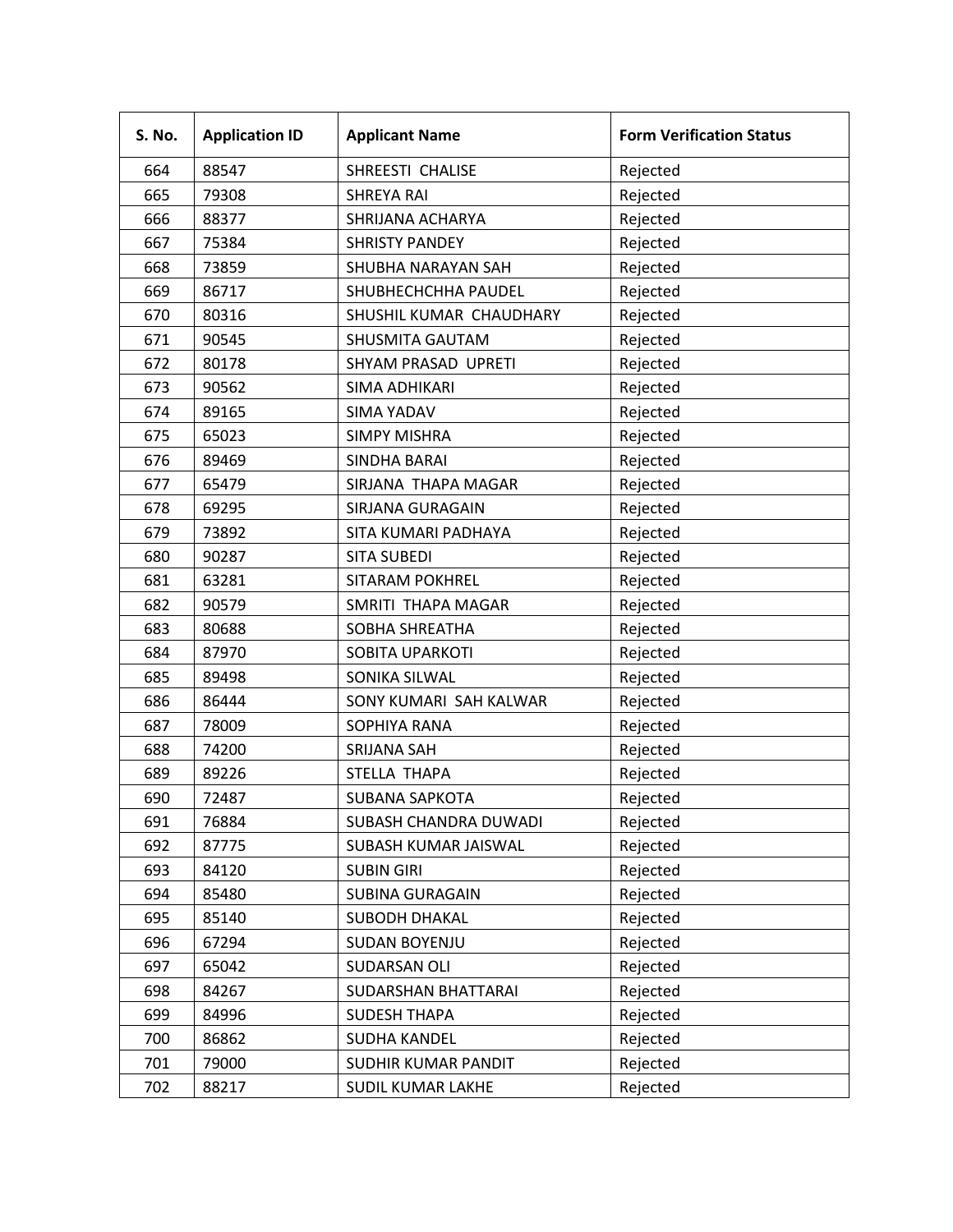| S. No. | Application ID | Applicant Name | Form Verification Status |
|---|---|---|---|
| 664 | 88547 | SHREESTI CHALISE | Rejected |
| 665 | 79308 | SHREYA RAI | Rejected |
| 666 | 88377 | SHRIJANA ACHARYA | Rejected |
| 667 | 75384 | SHRISTY PANDEY | Rejected |
| 668 | 73859 | SHUBHA NARAYAN SAH | Rejected |
| 669 | 86717 | SHUBHECHCHHA PAUDEL | Rejected |
| 670 | 80316 | SHUSHIL KUMAR CHAUDHARY | Rejected |
| 671 | 90545 | SHUSMITA GAUTAM | Rejected |
| 672 | 80178 | SHYAM PRASAD UPRETI | Rejected |
| 673 | 90562 | SIMA ADHIKARI | Rejected |
| 674 | 89165 | SIMA YADAV | Rejected |
| 675 | 65023 | SIMPY MISHRA | Rejected |
| 676 | 89469 | SINDHA BARAI | Rejected |
| 677 | 65479 | SIRJANA THAPA MAGAR | Rejected |
| 678 | 69295 | SIRJANA GURAGAIN | Rejected |
| 679 | 73892 | SITA KUMARI PADHAYA | Rejected |
| 680 | 90287 | SITA SUBEDI | Rejected |
| 681 | 63281 | SITARAM POKHREL | Rejected |
| 682 | 90579 | SMRITI THAPA MAGAR | Rejected |
| 683 | 80688 | SOBHA SHREATHA | Rejected |
| 684 | 87970 | SOBITA UPARKOTI | Rejected |
| 685 | 89498 | SONIKA SILWAL | Rejected |
| 686 | 86444 | SONY KUMARI SAH KALWAR | Rejected |
| 687 | 78009 | SOPHIYA RANA | Rejected |
| 688 | 74200 | SRIJANA SAH | Rejected |
| 689 | 89226 | STELLA THAPA | Rejected |
| 690 | 72487 | SUBANA SAPKOTA | Rejected |
| 691 | 76884 | SUBASH CHANDRA DUWADI | Rejected |
| 692 | 87775 | SUBASH KUMAR JAISWAL | Rejected |
| 693 | 84120 | SUBIN GIRI | Rejected |
| 694 | 85480 | SUBINA GURAGAIN | Rejected |
| 695 | 85140 | SUBODH DHAKAL | Rejected |
| 696 | 67294 | SUDAN BOYENJU | Rejected |
| 697 | 65042 | SUDARSAN OLI | Rejected |
| 698 | 84267 | SUDARSHAN BHATTARAI | Rejected |
| 699 | 84996 | SUDESH THAPA | Rejected |
| 700 | 86862 | SUDHA KANDEL | Rejected |
| 701 | 79000 | SUDHIR KUMAR PANDIT | Rejected |
| 702 | 88217 | SUDIL KUMAR LAKHE | Rejected |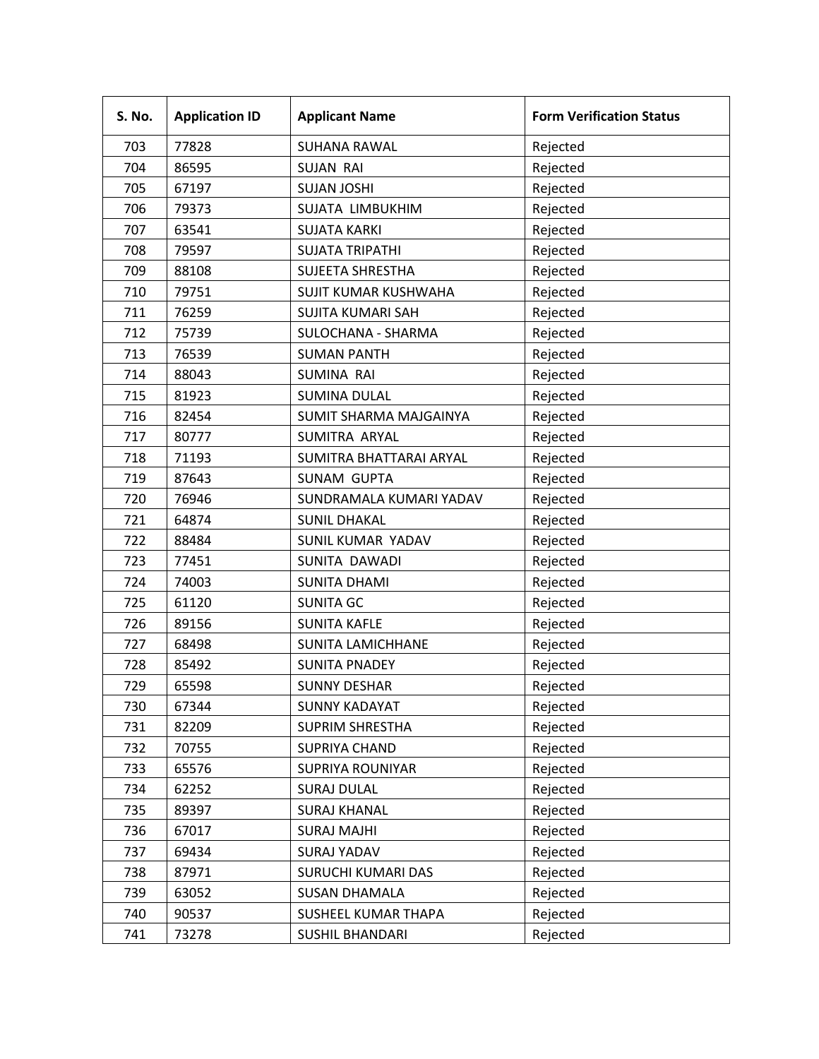| S. No. | Application ID | Applicant Name | Form Verification Status |
|---|---|---|---|
| 703 | 77828 | SUHANA RAWAL | Rejected |
| 704 | 86595 | SUJAN RAI | Rejected |
| 705 | 67197 | SUJAN JOSHI | Rejected |
| 706 | 79373 | SUJATA LIMBUKHIM | Rejected |
| 707 | 63541 | SUJATA KARKI | Rejected |
| 708 | 79597 | SUJATA TRIPATHI | Rejected |
| 709 | 88108 | SUJEETA SHRESTHA | Rejected |
| 710 | 79751 | SUJIT KUMAR KUSHWAHA | Rejected |
| 711 | 76259 | SUJITA KUMARI SAH | Rejected |
| 712 | 75739 | SULOCHANA - SHARMA | Rejected |
| 713 | 76539 | SUMAN PANTH | Rejected |
| 714 | 88043 | SUMINA RAI | Rejected |
| 715 | 81923 | SUMINA DULAL | Rejected |
| 716 | 82454 | SUMIT SHARMA MAJGAINYA | Rejected |
| 717 | 80777 | SUMITRA ARYAL | Rejected |
| 718 | 71193 | SUMITRA BHATTARAI ARYAL | Rejected |
| 719 | 87643 | SUNAM GUPTA | Rejected |
| 720 | 76946 | SUNDRAMALA KUMARI YADAV | Rejected |
| 721 | 64874 | SUNIL DHAKAL | Rejected |
| 722 | 88484 | SUNIL KUMAR YADAV | Rejected |
| 723 | 77451 | SUNITA DAWADI | Rejected |
| 724 | 74003 | SUNITA DHAMI | Rejected |
| 725 | 61120 | SUNITA GC | Rejected |
| 726 | 89156 | SUNITA KAFLE | Rejected |
| 727 | 68498 | SUNITA LAMICHHANE | Rejected |
| 728 | 85492 | SUNITA PNADEY | Rejected |
| 729 | 65598 | SUNNY DESHAR | Rejected |
| 730 | 67344 | SUNNY KADAYAT | Rejected |
| 731 | 82209 | SUPRIM SHRESTHA | Rejected |
| 732 | 70755 | SUPRIYA CHAND | Rejected |
| 733 | 65576 | SUPRIYA ROUNIYAR | Rejected |
| 734 | 62252 | SURAJ DULAL | Rejected |
| 735 | 89397 | SURAJ KHANAL | Rejected |
| 736 | 67017 | SURAJ MAJHI | Rejected |
| 737 | 69434 | SURAJ YADAV | Rejected |
| 738 | 87971 | SURUCHI KUMARI DAS | Rejected |
| 739 | 63052 | SUSAN DHAMALA | Rejected |
| 740 | 90537 | SUSHEEL KUMAR THAPA | Rejected |
| 741 | 73278 | SUSHIL BHANDARI | Rejected |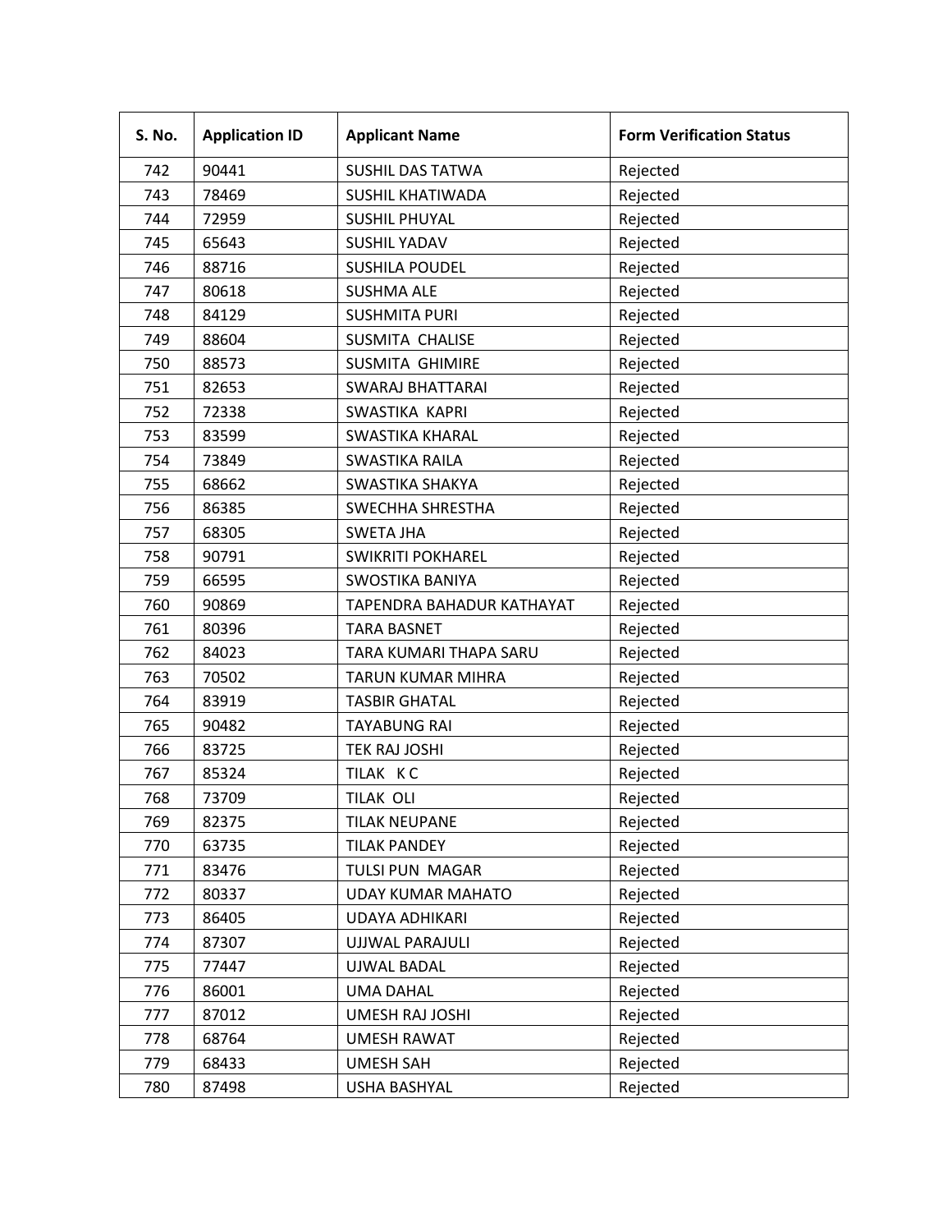| S. No. | Application ID | Applicant Name | Form Verification Status |
|---|---|---|---|
| 742 | 90441 | SUSHIL DAS TATWA | Rejected |
| 743 | 78469 | SUSHIL KHATIWADA | Rejected |
| 744 | 72959 | SUSHIL PHUYAL | Rejected |
| 745 | 65643 | SUSHIL YADAV | Rejected |
| 746 | 88716 | SUSHILA POUDEL | Rejected |
| 747 | 80618 | SUSHMA ALE | Rejected |
| 748 | 84129 | SUSHMITA PURI | Rejected |
| 749 | 88604 | SUSMITA CHALISE | Rejected |
| 750 | 88573 | SUSMITA GHIMIRE | Rejected |
| 751 | 82653 | SWARAJ BHATTARAI | Rejected |
| 752 | 72338 | SWASTIKA KAPRI | Rejected |
| 753 | 83599 | SWASTIKA KHARAL | Rejected |
| 754 | 73849 | SWASTIKA RAILA | Rejected |
| 755 | 68662 | SWASTIKA SHAKYA | Rejected |
| 756 | 86385 | SWECHHA SHRESTHA | Rejected |
| 757 | 68305 | SWETA JHA | Rejected |
| 758 | 90791 | SWIKRITI POKHAREL | Rejected |
| 759 | 66595 | SWOSTIKA BANIYA | Rejected |
| 760 | 90869 | TAPENDRA BAHADUR KATHAYAT | Rejected |
| 761 | 80396 | TARA BASNET | Rejected |
| 762 | 84023 | TARA KUMARI THAPA SARU | Rejected |
| 763 | 70502 | TARUN KUMAR MIHRA | Rejected |
| 764 | 83919 | TASBIR GHATAL | Rejected |
| 765 | 90482 | TAYABUNG RAI | Rejected |
| 766 | 83725 | TEK RAJ JOSHI | Rejected |
| 767 | 85324 | TILAK K C | Rejected |
| 768 | 73709 | TILAK OLI | Rejected |
| 769 | 82375 | TILAK NEUPANE | Rejected |
| 770 | 63735 | TILAK PANDEY | Rejected |
| 771 | 83476 | TULSI PUN MAGAR | Rejected |
| 772 | 80337 | UDAY KUMAR MAHATO | Rejected |
| 773 | 86405 | UDAYA ADHIKARI | Rejected |
| 774 | 87307 | UJJWAL PARAJULI | Rejected |
| 775 | 77447 | UJWAL BADAL | Rejected |
| 776 | 86001 | UMA DAHAL | Rejected |
| 777 | 87012 | UMESH RAJ JOSHI | Rejected |
| 778 | 68764 | UMESH RAWAT | Rejected |
| 779 | 68433 | UMESH SAH | Rejected |
| 780 | 87498 | USHA BASHYAL | Rejected |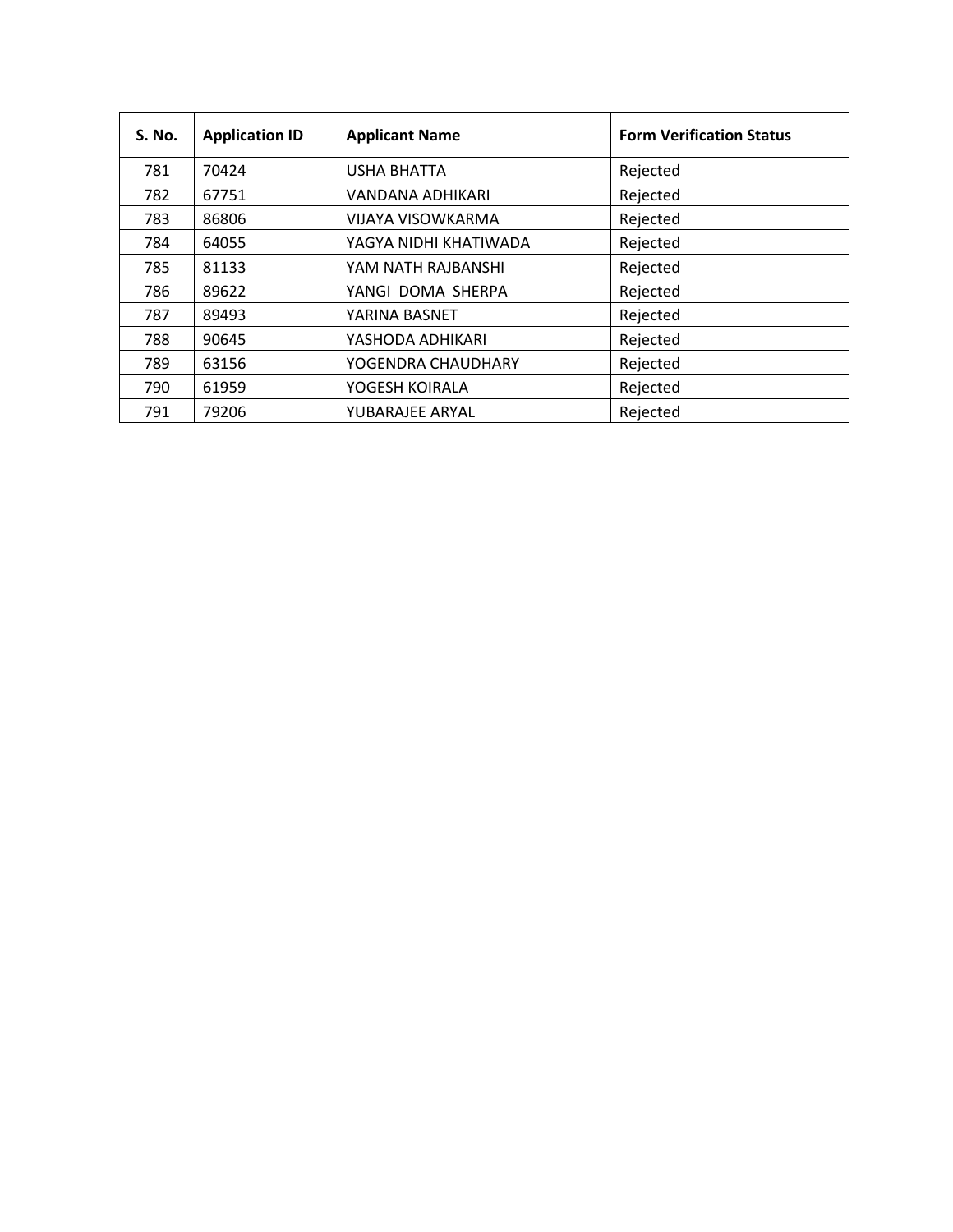| S. No. | Application ID | Applicant Name | Form Verification Status |
|---|---|---|---|
| 781 | 70424 | USHA BHATTA | Rejected |
| 782 | 67751 | VANDANA ADHIKARI | Rejected |
| 783 | 86806 | VIJAYA VISOWKARMA | Rejected |
| 784 | 64055 | YAGYA NIDHI KHATIWADA | Rejected |
| 785 | 81133 | YAM NATH RAJBANSHI | Rejected |
| 786 | 89622 | YANGI DOMA SHERPA | Rejected |
| 787 | 89493 | YARINA BASNET | Rejected |
| 788 | 90645 | YASHODA ADHIKARI | Rejected |
| 789 | 63156 | YOGENDRA CHAUDHARY | Rejected |
| 790 | 61959 | YOGESH KOIRALA | Rejected |
| 791 | 79206 | YUBARAJEE ARYAL | Rejected |